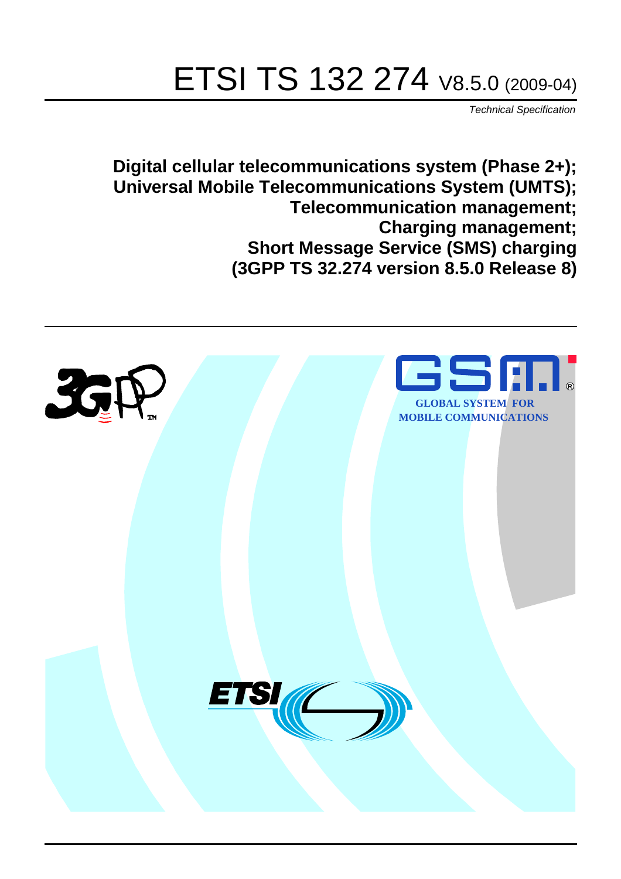# ETSI TS 132 274 V8.5.0 (2009-04)

*Technical Specification*

**Digital cellular telecommunications system (Phase 2+); Universal Mobile Telecommunications System (UMTS); Telecommunication management; Charging management; Short Message Service (SMS) charging (3GPP TS 32.274 version 8.5.0 Release 8)**

GLOBAL SYSTEM FOR MOBILE COMMUNICATIONS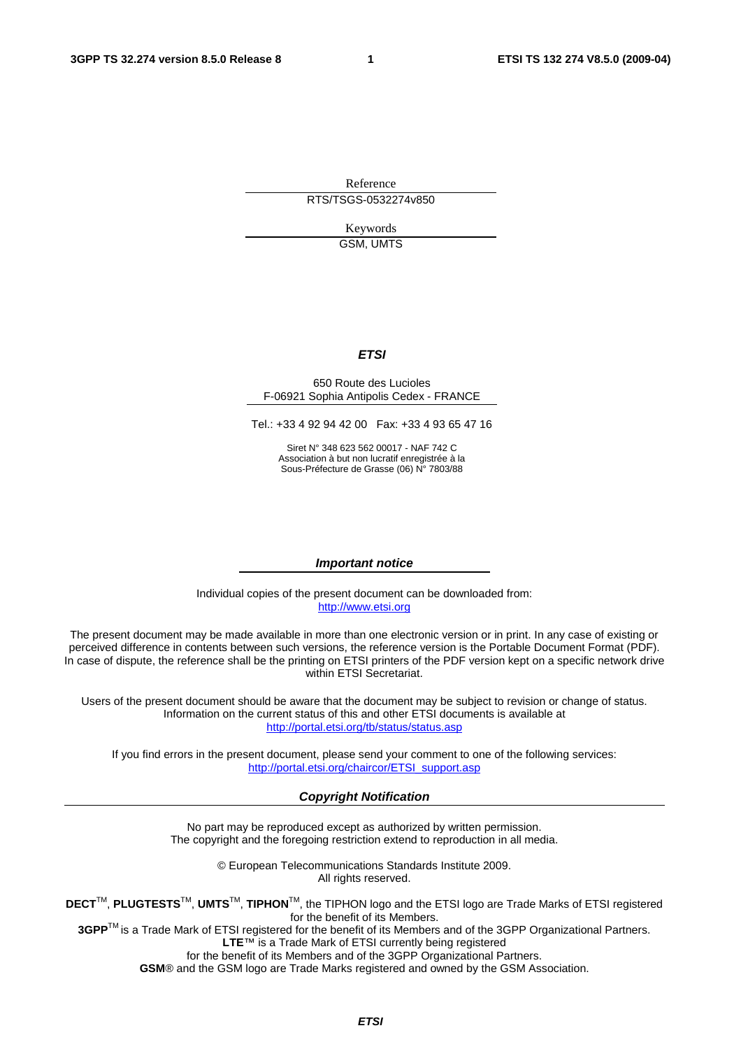Reference

RTS/TSGS-0532274v850

Keywords

GSM, UMTS

***ETSI***

650 Route des Lucioles
F-06921 Sophia Antipolis Cedex - FRANCE

Tel.: +33 4 92 94 42 00 Fax: +33 4 93 65 47 16

Siret N° 348 623 562 00017 - NAF 742 C
Association à but non lucratif enregistrée à la
Sous-Préfecture de Grasse (06) N° 7803/88

***Important notice***

Individual copies of the present document can be downloaded from:
http://www.etsi.org

The present document may be made available in more than one electronic version or in print. In any case of existing or perceived difference in contents between such versions, the reference version is the Portable Document Format (PDF). In case of dispute, the reference shall be the printing on ETSI printers of the PDF version kept on a specific network drive within ETSI Secretariat.

Users of the present document should be aware that the document may be subject to revision or change of status. Information on the current status of this and other ETSI documents is available at
http://portal.etsi.org/tb/status/status.asp

If you find errors in the present document, please send your comment to one of the following services:
http://portal.etsi.org/chaircor/ETSI_support.asp

***Copyright Notification***

No part may be reproduced except as authorized by written permission.
The copyright and the foregoing restriction extend to reproduction in all media.

© European Telecommunications Standards Institute 2009.
All rights reserved.

**DECT**™, **PLUGTESTS**™, **UMTS**™, **TIPHON**™, the TIPHON logo and the ETSI logo are Trade Marks of ETSI registered for the benefit of its Members.
**3GPP**™ is a Trade Mark of ETSI registered for the benefit of its Members and of the 3GPP Organizational Partners.
**LTE**™ is a Trade Mark of ETSI currently being registered
for the benefit of its Members and of the 3GPP Organizational Partners.
**GSM**® and the GSM logo are Trade Marks registered and owned by the GSM Association.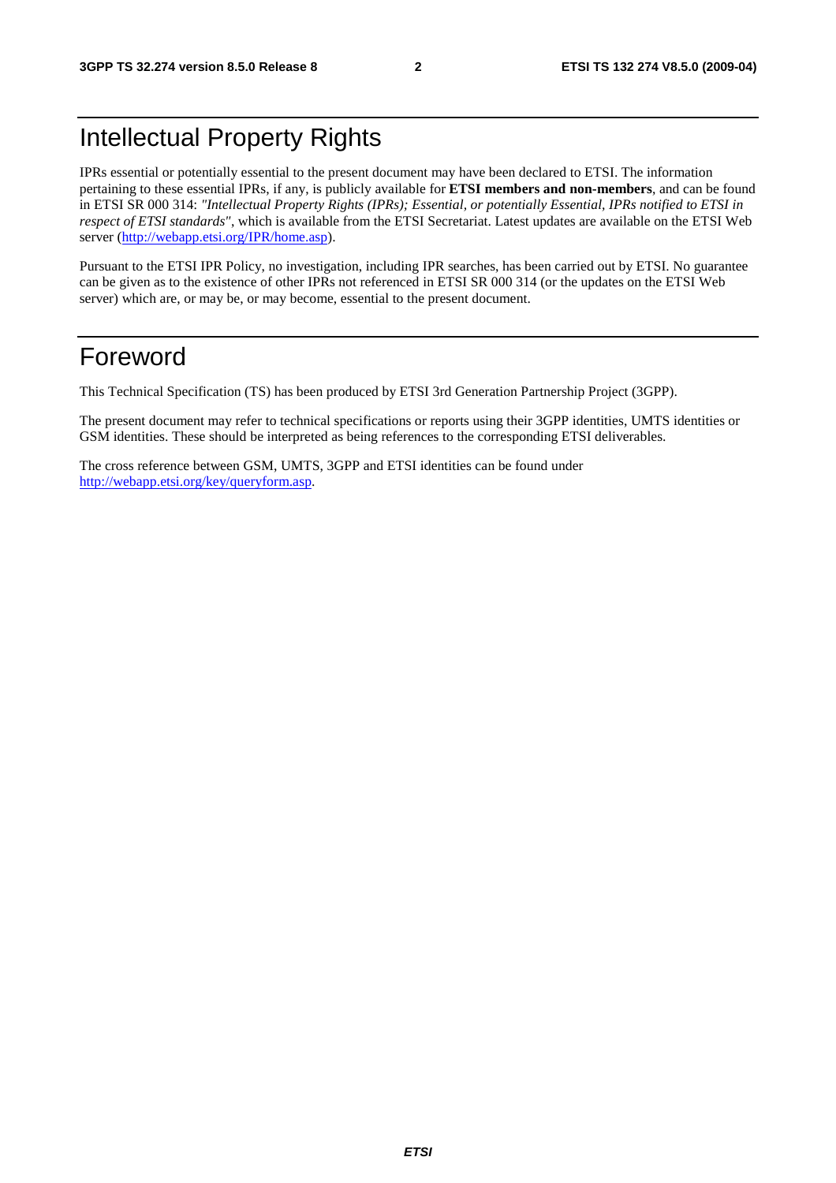# Intellectual Property Rights

IPRs essential or potentially essential to the present document may have been declared to ETSI. The information pertaining to these essential IPRs, if any, is publicly available for **ETSI members and non-members**, and can be found in ETSI SR 000 314: *"Intellectual Property Rights (IPRs); Essential, or potentially Essential, IPRs notified to ETSI in respect of ETSI standards"*, which is available from the ETSI Secretariat. Latest updates are available on the ETSI Web server (http://webapp.etsi.org/IPR/home.asp).

Pursuant to the ETSI IPR Policy, no investigation, including IPR searches, has been carried out by ETSI. No guarantee can be given as to the existence of other IPRs not referenced in ETSI SR 000 314 (or the updates on the ETSI Web server) which are, or may be, or may become, essential to the present document.

# Foreword

This Technical Specification (TS) has been produced by ETSI 3rd Generation Partnership Project (3GPP).

The present document may refer to technical specifications or reports using their 3GPP identities, UMTS identities or GSM identities. These should be interpreted as being references to the corresponding ETSI deliverables.

The cross reference between GSM, UMTS, 3GPP and ETSI identities can be found under http://webapp.etsi.org/key/queryform.asp.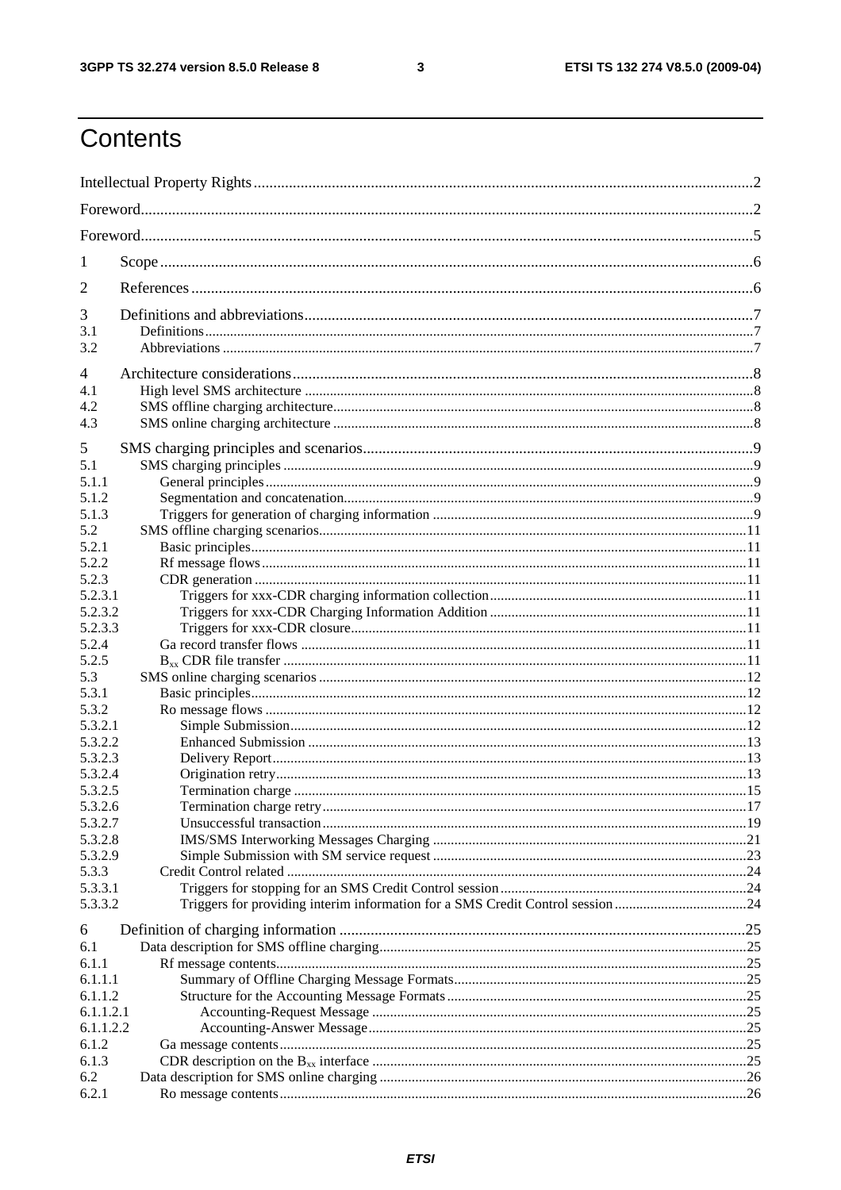# Contents

Intellectual Property Rights ....................................................................................................................................2

Foreword....................................................................................................................................................................2

Foreword....................................................................................................................................................................5

1 Scope ......................................................................................................................................................................6

2 References ..............................................................................................................................................................6

3 Definitions and abbreviations..................................................................................................................................7
3.1 Definitions.............................................................................................................................................................7
3.2 Abbreviations .......................................................................................................................................................7

4 Architecture considerations......................................................................................................................................8
4.1 High level SMS architecture ................................................................................................................................8
4.2 SMS offline charging architecture.........................................................................................................................8
4.3 SMS online charging architecture .........................................................................................................................8

5 SMS charging principles and scenarios...................................................................................................................9
5.1 SMS charging principles .......................................................................................................................................9
5.1.1 General principles..............................................................................................................................................9
5.1.2 Segmentation and concatenation.........................................................................................................................9
5.1.3 Triggers for generation of charging information ..................................................................................................9
5.2 SMS offline charging scenarios............................................................................................................................11
5.2.1 Basic principles..................................................................................................................................................11
5.2.2 Rf message flows ...............................................................................................................................................11
5.2.3 CDR generation .................................................................................................................................................11
5.2.3.1 Triggers for xxx-CDR charging information collection....................................................................................11
5.2.3.2 Triggers for xxx-CDR Charging Information Addition ....................................................................................11
5.2.3.3 Triggers for xxx-CDR closure..........................................................................................................................11
5.2.4 Ga record transfer flows .....................................................................................................................................11
5.2.5 $B_{xx}$ CDR file transfer ..............................................................................................................................11
5.3 SMS online charging scenarios ............................................................................................................................12
5.3.1 Basic principles..................................................................................................................................................12
5.3.2 Ro message flows ..............................................................................................................................................12
5.3.2.1 Simple Submission..........................................................................................................................................12
5.3.2.2 Enhanced Submission .....................................................................................................................................13
5.3.2.3 Delivery Report...............................................................................................................................................13
5.3.2.4 Origination retry..............................................................................................................................................13
5.3.2.5 Termination charge ........................................................................................................................................15
5.3.2.6 Termination charge retry.................................................................................................................................17
5.3.2.7 Unsuccessful transaction.................................................................................................................................19
5.3.2.8 IMS/SMS Interworking Messages Charging ...................................................................................................21
5.3.2.9 Simple Submission with SM service request ...................................................................................................23
5.3.3 Credit Control related .........................................................................................................................................24
5.3.3.1 Triggers for stopping for an SMS Credit Control session.................................................................................24
5.3.3.2 Triggers for providing interim information for a SMS Credit Control session ..................................................24

6 Definition of charging information .........................................................................................................................25
6.1 Data description for SMS offline charging...........................................................................................................25
6.1.1 Rf message contents...........................................................................................................................................25
6.1.1.1 Summary of Offline Charging Message Formats..............................................................................................25
6.1.1.2 Structure for the Accounting Message Formats................................................................................................25
6.1.1.2.1 Accounting-Request Message ......................................................................................................................25
6.1.1.2.2 Accounting-Answer Message.......................................................................................................................25
6.1.2 Ga message contents..........................................................................................................................................25
6.1.3 CDR description on the $B_{xx}$ interface .....................................................................................................25
6.2 Data description for SMS online charging ...........................................................................................................26
6.2.1 Ro message contents..........................................................................................................................................26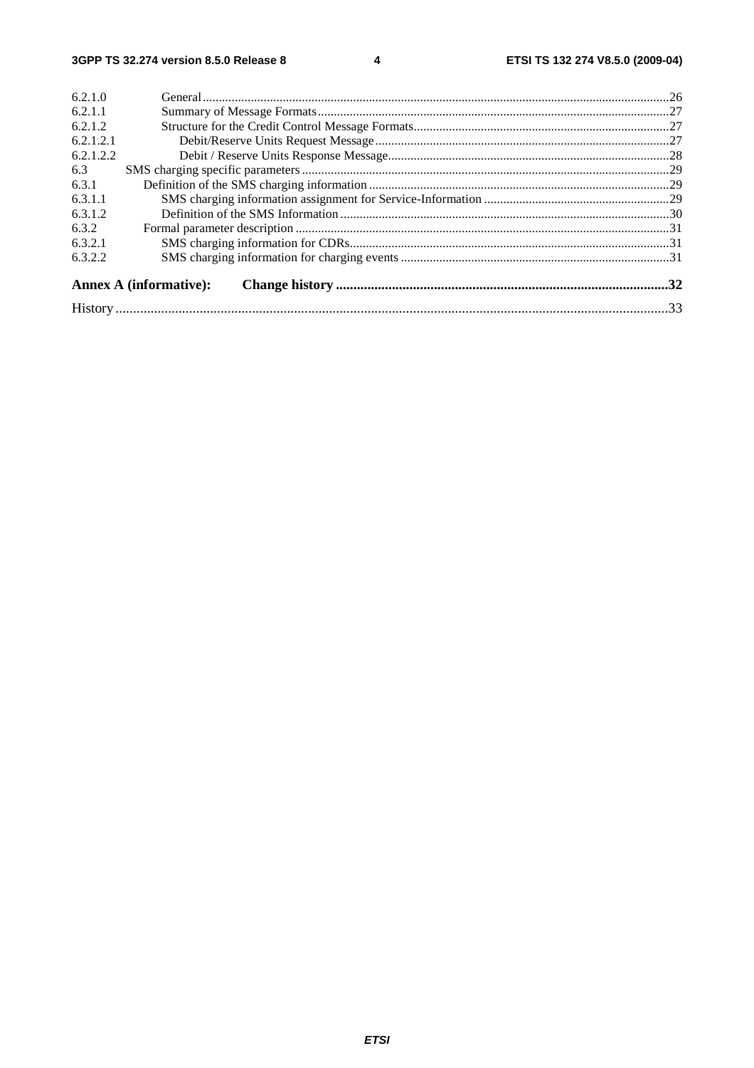6.2.1.0 General .......................................................................................................................................26
6.2.1.1 Summary of Message Formats .............................................................................................................27
6.2.1.2 Structure for the Credit Control Message Formats................................................................................27
6.2.1.2.1 Debit/Reserve Units Request Message ...........................................................................................27
6.2.1.2.2 Debit / Reserve Units Response Message........................................................................................28
6.3 SMS charging specific parameters ..................................................................................................................29
6.3.1 Definition of the SMS charging information ...............................................................................................29
6.3.1.1 SMS charging information assignment for Service-Information ..........................................................29
6.3.1.2 Definition of the SMS Information .......................................................................................................30
6.3.2 Formal parameter description ....................................................................................................................31
6.3.2.1 SMS charging information for CDRs....................................................................................................31
6.3.2.2 SMS charging information for charging events ....................................................................................31

**Annex A (informative): Change history ...............................................................................................32**

History ..............................................................................................................................................................33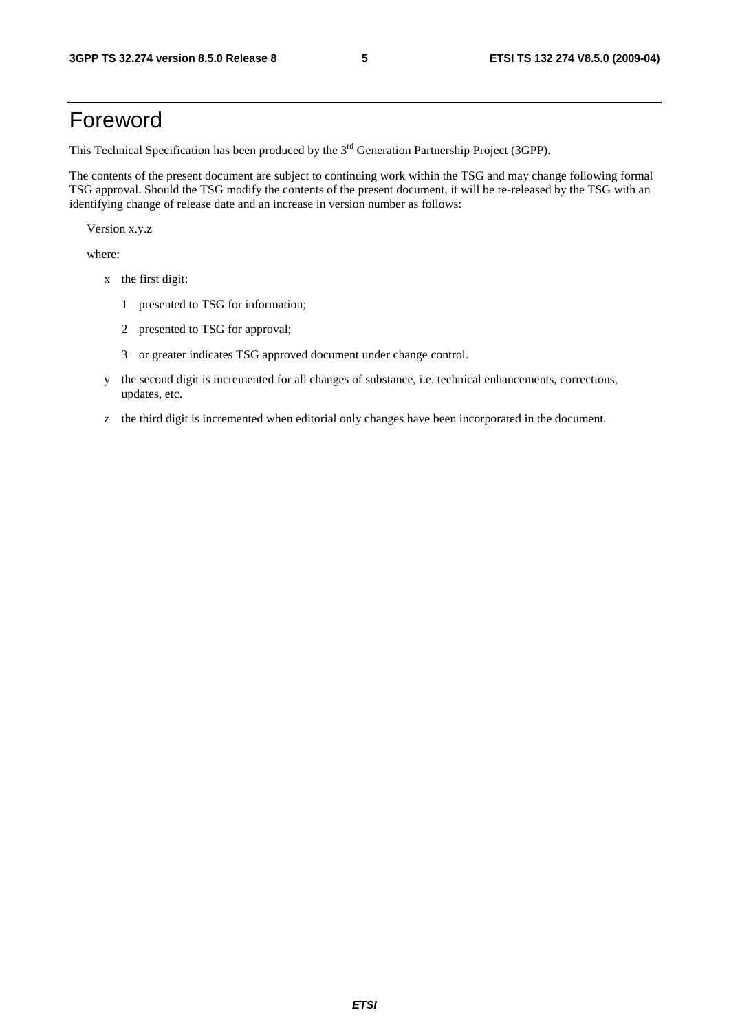# Foreword

This Technical Specification has been produced by the 3rd Generation Partnership Project (3GPP).

The contents of the present document are subject to continuing work within the TSG and may change following formal TSG approval. Should the TSG modify the contents of the present document, it will be re-released by the TSG with an identifying change of release date and an increase in version number as follows:

Version x.y.z

where:

- x the first digit:
  - 1 presented to TSG for information;
  - 2 presented to TSG for approval;
  - 3 or greater indicates TSG approved document under change control.
- y the second digit is incremented for all changes of substance, i.e. technical enhancements, corrections, updates, etc.
- z the third digit is incremented when editorial only changes have been incorporated in the document.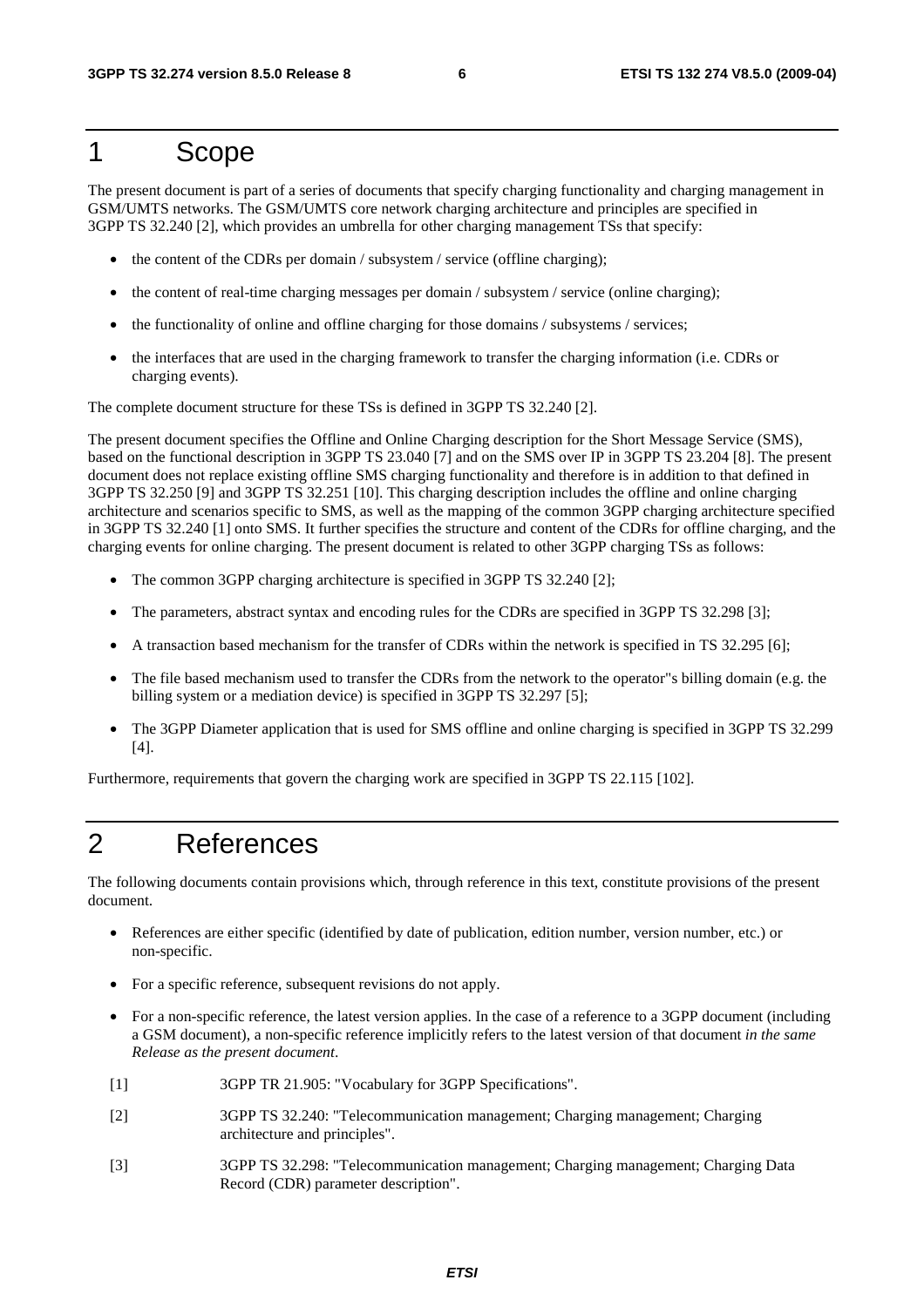# 1 Scope

The present document is part of a series of documents that specify charging functionality and charging management in GSM/UMTS networks. The GSM/UMTS core network charging architecture and principles are specified in 3GPP TS 32.240 [2], which provides an umbrella for other charging management TSs that specify:

- the content of the CDRs per domain / subsystem / service (offline charging);
- the content of real-time charging messages per domain / subsystem / service (online charging);
- the functionality of online and offline charging for those domains / subsystems / services;
- the interfaces that are used in the charging framework to transfer the charging information (i.e. CDRs or charging events).

The complete document structure for these TSs is defined in 3GPP TS 32.240 [2].

The present document specifies the Offline and Online Charging description for the Short Message Service (SMS), based on the functional description in 3GPP TS 23.040 [7] and on the SMS over IP in 3GPP TS 23.204 [8]. The present document does not replace existing offline SMS charging functionality and therefore is in addition to that defined in 3GPP TS 32.250 [9] and 3GPP TS 32.251 [10]. This charging description includes the offline and online charging architecture and scenarios specific to SMS, as well as the mapping of the common 3GPP charging architecture specified in 3GPP TS 32.240 [1] onto SMS. It further specifies the structure and content of the CDRs for offline charging, and the charging events for online charging. The present document is related to other 3GPP charging TSs as follows:

- The common 3GPP charging architecture is specified in 3GPP TS 32.240 [2];
- The parameters, abstract syntax and encoding rules for the CDRs are specified in 3GPP TS 32.298 [3];
- A transaction based mechanism for the transfer of CDRs within the network is specified in TS 32.295 [6];
- The file based mechanism used to transfer the CDRs from the network to the operator"s billing domain (e.g. the billing system or a mediation device) is specified in 3GPP TS 32.297 [5];
- The 3GPP Diameter application that is used for SMS offline and online charging is specified in 3GPP TS 32.299 [4].

Furthermore, requirements that govern the charging work are specified in 3GPP TS 22.115 [102].

# 2 References

The following documents contain provisions which, through reference in this text, constitute provisions of the present document.

- References are either specific (identified by date of publication, edition number, version number, etc.) or non-specific.
- For a specific reference, subsequent revisions do not apply.
- For a non-specific reference, the latest version applies. In the case of a reference to a 3GPP document (including a GSM document), a non-specific reference implicitly refers to the latest version of that document *in the same Release as the present document*.

[1] 3GPP TR 21.905: "Vocabulary for 3GPP Specifications".

[2] 3GPP TS 32.240: "Telecommunication management; Charging management; Charging architecture and principles".

[3] 3GPP TS 32.298: "Telecommunication management; Charging management; Charging Data Record (CDR) parameter description".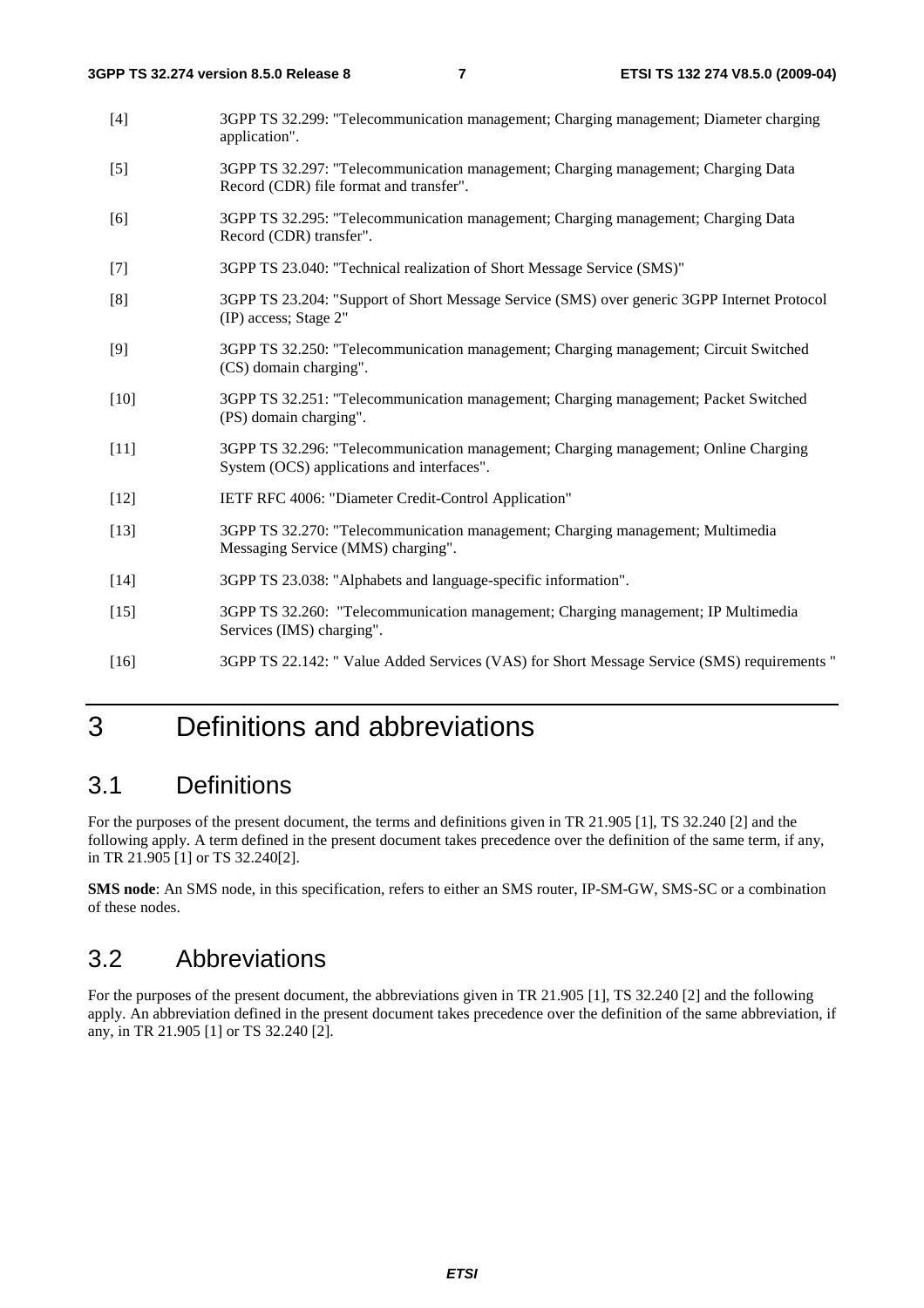[4] 3GPP TS 32.299: "Telecommunication management; Charging management; Diameter charging application".

[5] 3GPP TS 32.297: "Telecommunication management; Charging management; Charging Data Record (CDR) file format and transfer".

[6] 3GPP TS 32.295: "Telecommunication management; Charging management; Charging Data Record (CDR) transfer".

[7] 3GPP TS 23.040: "Technical realization of Short Message Service (SMS)"

[8] 3GPP TS 23.204: "Support of Short Message Service (SMS) over generic 3GPP Internet Protocol (IP) access; Stage 2"

[9] 3GPP TS 32.250: "Telecommunication management; Charging management; Circuit Switched (CS) domain charging".

[10] 3GPP TS 32.251: "Telecommunication management; Charging management; Packet Switched (PS) domain charging".

[11] 3GPP TS 32.296: "Telecommunication management; Charging management; Online Charging System (OCS) applications and interfaces".

[12] IETF RFC 4006: "Diameter Credit-Control Application"

[13] 3GPP TS 32.270: "Telecommunication management; Charging management; Multimedia Messaging Service (MMS) charging".

[14] 3GPP TS 23.038: "Alphabets and language-specific information".

[15] 3GPP TS 32.260: "Telecommunication management; Charging management; IP Multimedia Services (IMS) charging".

[16] 3GPP TS 22.142: " Value Added Services (VAS) for Short Message Service (SMS) requirements "

# 3 Definitions and abbreviations

## 3.1 Definitions

For the purposes of the present document, the terms and definitions given in TR 21.905 [1], TS 32.240 [2] and the following apply. A term defined in the present document takes precedence over the definition of the same term, if any, in TR 21.905 [1] or TS 32.240[2].

**SMS node**: An SMS node, in this specification, refers to either an SMS router, IP-SM-GW, SMS-SC or a combination of these nodes.

## 3.2 Abbreviations

For the purposes of the present document, the abbreviations given in TR 21.905 [1], TS 32.240 [2] and the following apply. An abbreviation defined in the present document takes precedence over the definition of the same abbreviation, if any, in TR 21.905 [1] or TS 32.240 [2].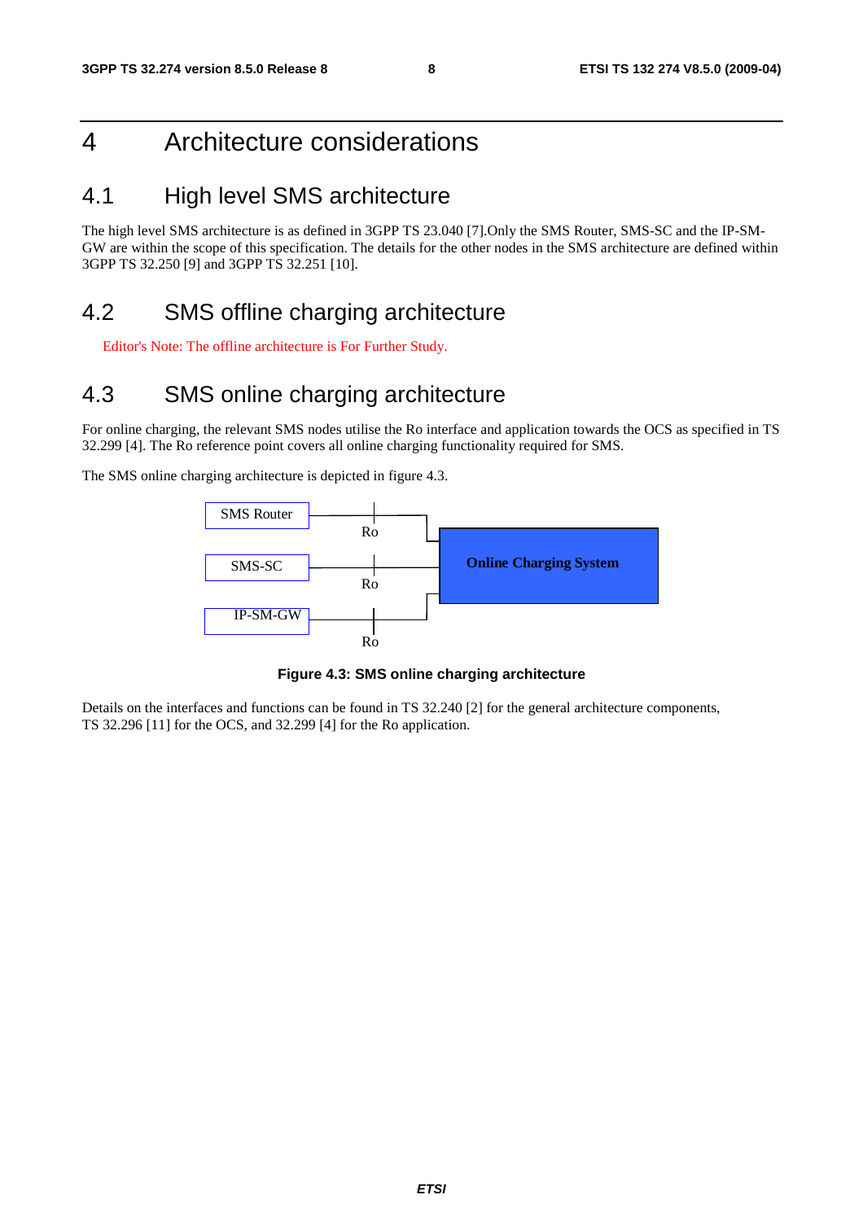# 4 Architecture considerations

## 4.1 High level SMS architecture

The high level SMS architecture is as defined in 3GPP TS 23.040 [7].Only the SMS Router, SMS-SC and the IP-SM-GW are within the scope of this specification. The details for the other nodes in the SMS architecture are defined within 3GPP TS 32.250 [9] and 3GPP TS 32.251 [10].

## 4.2 SMS offline charging architecture

Editor's Note: The offline architecture is For Further Study.

## 4.3 SMS online charging architecture

For online charging, the relevant SMS nodes utilise the Ro interface and application towards the OCS as specified in TS 32.299 [4]. The Ro reference point covers all online charging functionality required for SMS.

The SMS online charging architecture is depicted in figure 4.3.

SMS Router

Ro

SMS-SC

Online Charging System

Ro

IP-SM-GW

Ro

**Figure 4.3: SMS online charging architecture**

Details on the interfaces and functions can be found in TS 32.240 [2] for the general architecture components, TS 32.296 [11] for the OCS, and 32.299 [4] for the Ro application.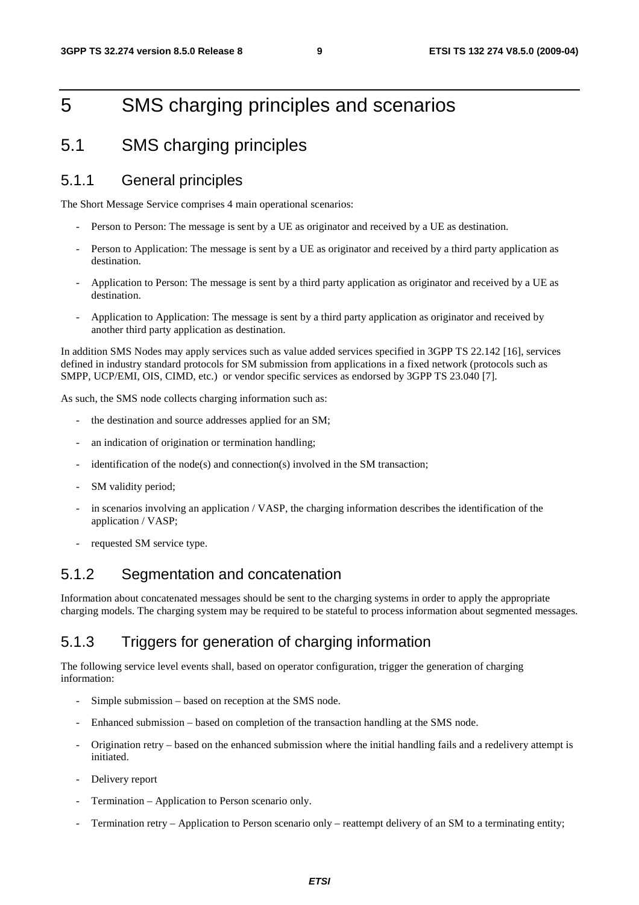# 5 SMS charging principles and scenarios

## 5.1 SMS charging principles

### 5.1.1 General principles

The Short Message Service comprises 4 main operational scenarios:

- Person to Person: The message is sent by a UE as originator and received by a UE as destination.
- Person to Application: The message is sent by a UE as originator and received by a third party application as destination.
- Application to Person: The message is sent by a third party application as originator and received by a UE as destination.
- Application to Application: The message is sent by a third party application as originator and received by another third party application as destination.

In addition SMS Nodes may apply services such as value added services specified in 3GPP TS 22.142 [16], services defined in industry standard protocols for SM submission from applications in a fixed network (protocols such as SMPP, UCP/EMI, OIS, CIMD, etc.) or vendor specific services as endorsed by 3GPP TS 23.040 [7].

As such, the SMS node collects charging information such as:

- the destination and source addresses applied for an SM;
- an indication of origination or termination handling;
- identification of the node(s) and connection(s) involved in the SM transaction;
- SM validity period;
- in scenarios involving an application / VASP, the charging information describes the identification of the application / VASP;
- requested SM service type.

### 5.1.2 Segmentation and concatenation

Information about concatenated messages should be sent to the charging systems in order to apply the appropriate charging models. The charging system may be required to be stateful to process information about segmented messages.

### 5.1.3 Triggers for generation of charging information

The following service level events shall, based on operator configuration, trigger the generation of charging information:

- Simple submission – based on reception at the SMS node.
- Enhanced submission – based on completion of the transaction handling at the SMS node.
- Origination retry – based on the enhanced submission where the initial handling fails and a redelivery attempt is initiated.
- Delivery report
- Termination – Application to Person scenario only.
- Termination retry – Application to Person scenario only – reattempt delivery of an SM to a terminating entity;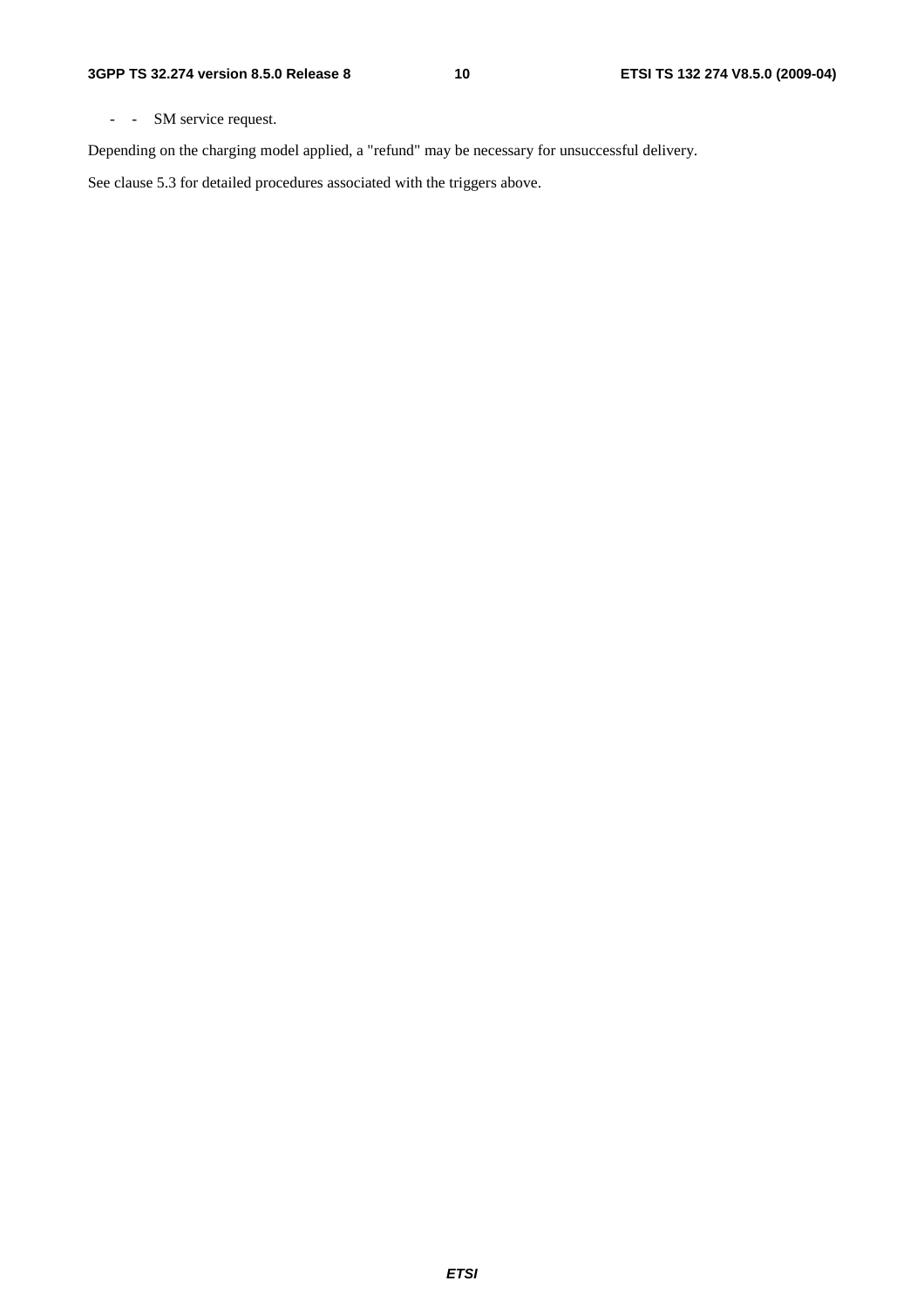- - SM service request.

Depending on the charging model applied, a "refund" may be necessary for unsuccessful delivery.

See clause 5.3 for detailed procedures associated with the triggers above.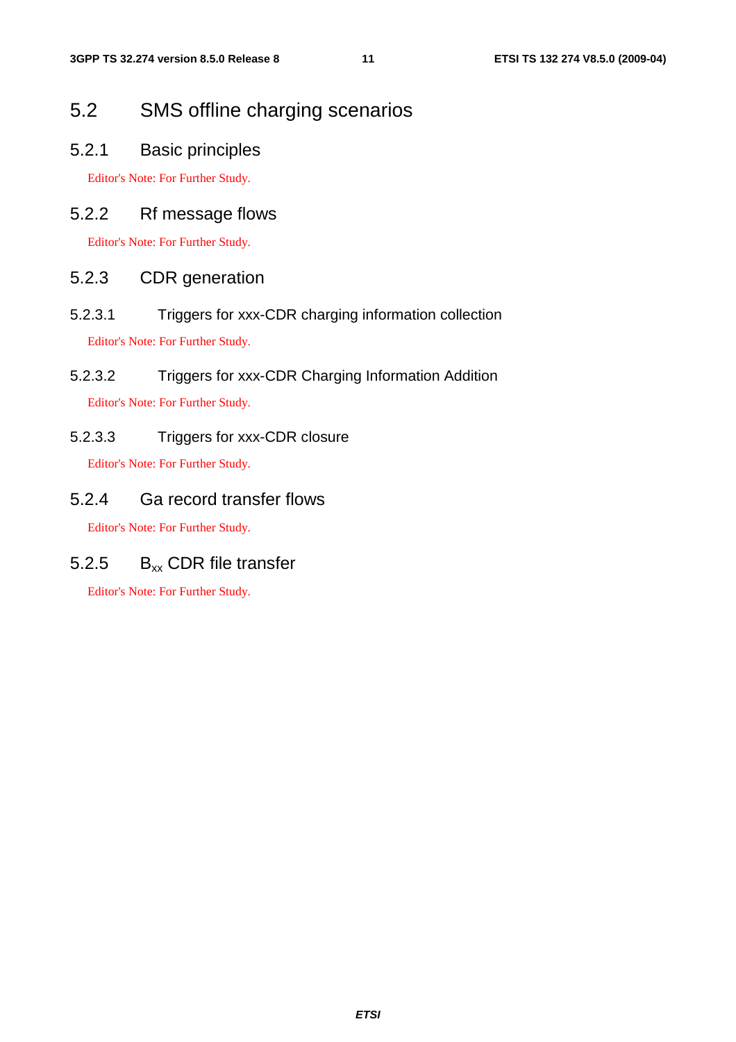## 5.2 SMS offline charging scenarios

### 5.2.1 Basic principles

Editor's Note: For Further Study.

### 5.2.2 Rf message flows

Editor's Note: For Further Study.

### 5.2.3 CDR generation

#### 5.2.3.1 Triggers for xxx-CDR charging information collection

Editor's Note: For Further Study.

#### 5.2.3.2 Triggers for xxx-CDR Charging Information Addition

Editor's Note: For Further Study.

#### 5.2.3.3 Triggers for xxx-CDR closure

Editor's Note: For Further Study.

### 5.2.4 Ga record transfer flows

Editor's Note: For Further Study.

### 5.2.5 $B_{xx}$ CDR file transfer

Editor's Note: For Further Study.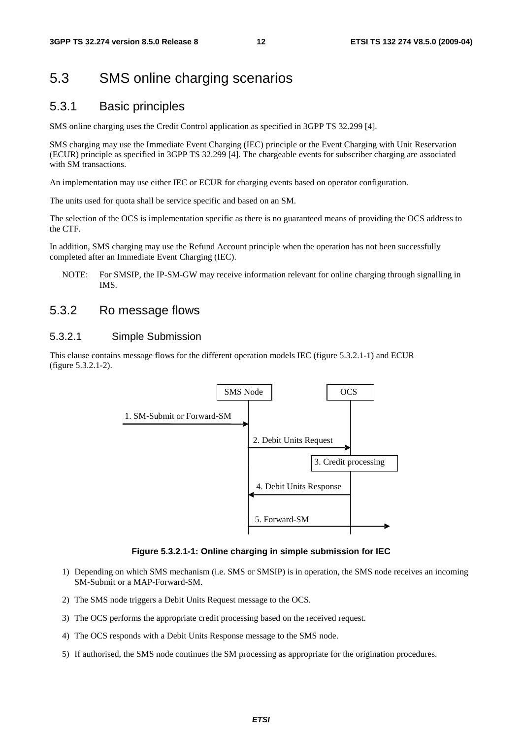## 5.3 SMS online charging scenarios

### 5.3.1 Basic principles

SMS online charging uses the Credit Control application as specified in 3GPP TS 32.299 [4].

SMS charging may use the Immediate Event Charging (IEC) principle or the Event Charging with Unit Reservation (ECUR) principle as specified in 3GPP TS 32.299 [4]. The chargeable events for subscriber charging are associated with SM transactions.

An implementation may use either IEC or ECUR for charging events based on operator configuration.

The units used for quota shall be service specific and based on an SM.

The selection of the OCS is implementation specific as there is no guaranteed means of providing the OCS address to the CTF.

In addition, SMS charging may use the Refund Account principle when the operation has not been successfully completed after an Immediate Event Charging (IEC).

NOTE: For SMSIP, the IP-SM-GW may receive information relevant for online charging through signalling in IMS.

### 5.3.2 Ro message flows

#### 5.3.2.1 Simple Submission

This clause contains message flows for the different operation models IEC (figure 5.3.2.1-1) and ECUR (figure 5.3.2.1-2).

SMS Node | OCS

1. SM-Submit or Forward-SM
2. Debit Units Request
3. Credit processing
4. Debit Units Response
5. Forward-SM

**Figure 5.3.2.1-1: Online charging in simple submission for IEC**

1) Depending on which SMS mechanism (i.e. SMS or SMSIP) is in operation, the SMS node receives an incoming SM-Submit or a MAP-Forward-SM.
2) The SMS node triggers a Debit Units Request message to the OCS.
3) The OCS performs the appropriate credit processing based on the received request.
4) The OCS responds with a Debit Units Response message to the SMS node.
5) If authorised, the SMS node continues the SM processing as appropriate for the origination procedures.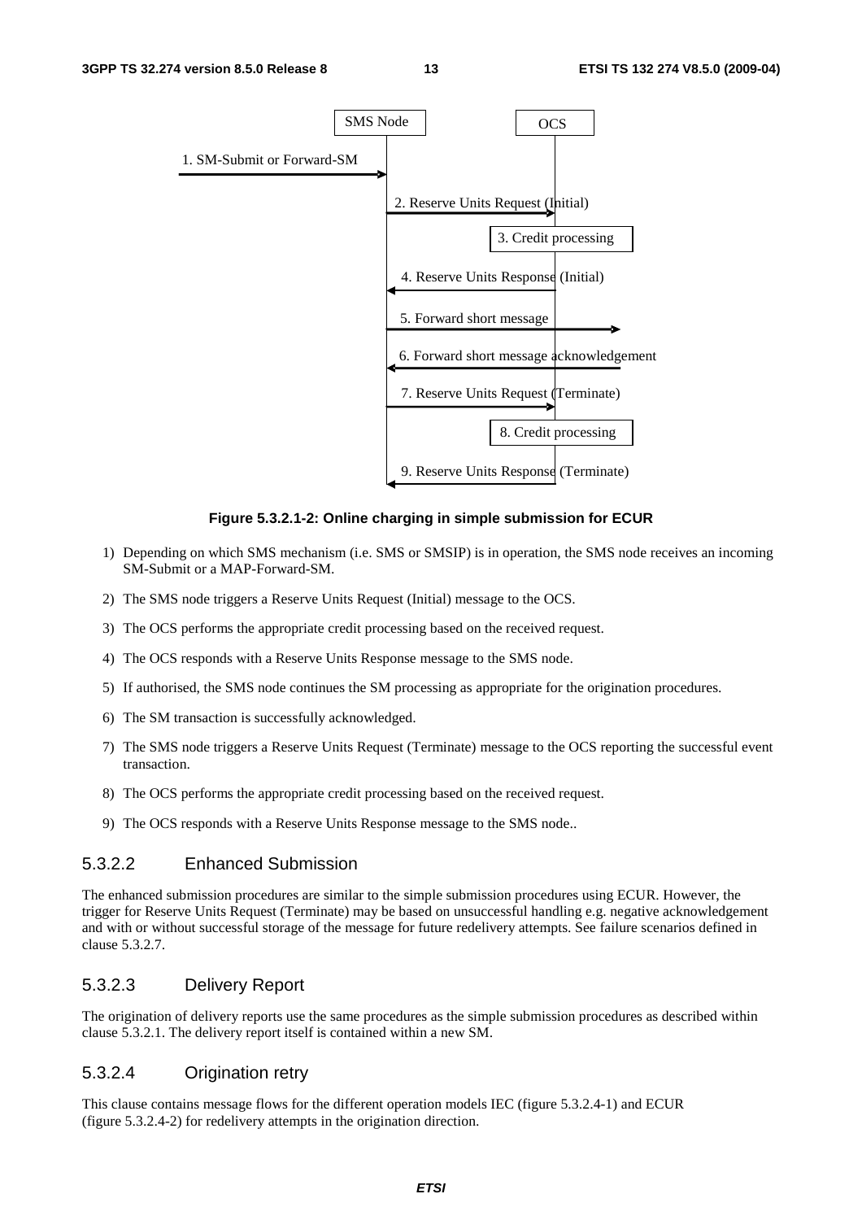**Figure 5.3.2.1-2: Online charging in simple submission for ECUR**

1) Depending on which SMS mechanism (i.e. SMS or SMSIP) is in operation, the SMS node receives an incoming SM-Submit or a MAP-Forward-SM.
2) The SMS node triggers a Reserve Units Request (Initial) message to the OCS.
3) The OCS performs the appropriate credit processing based on the received request.
4) The OCS responds with a Reserve Units Response message to the SMS node.
5) If authorised, the SMS node continues the SM processing as appropriate for the origination procedures.
6) The SM transaction is successfully acknowledged.
7) The SMS node triggers a Reserve Units Request (Terminate) message to the OCS reporting the successful event transaction.
8) The OCS performs the appropriate credit processing based on the received request.
9) The OCS responds with a Reserve Units Response message to the SMS node..

### 5.3.2.2 Enhanced Submission

The enhanced submission procedures are similar to the simple submission procedures using ECUR. However, the trigger for Reserve Units Request (Terminate) may be based on unsuccessful handling e.g. negative acknowledgement and with or without successful storage of the message for future redelivery attempts. See failure scenarios defined in clause 5.3.2.7.

### 5.3.2.3 Delivery Report

The origination of delivery reports use the same procedures as the simple submission procedures as described within clause 5.3.2.1. The delivery report itself is contained within a new SM.

### 5.3.2.4 Origination retry

This clause contains message flows for the different operation models IEC (figure 5.3.2.4-1) and ECUR (figure 5.3.2.4-2) for redelivery attempts in the origination direction.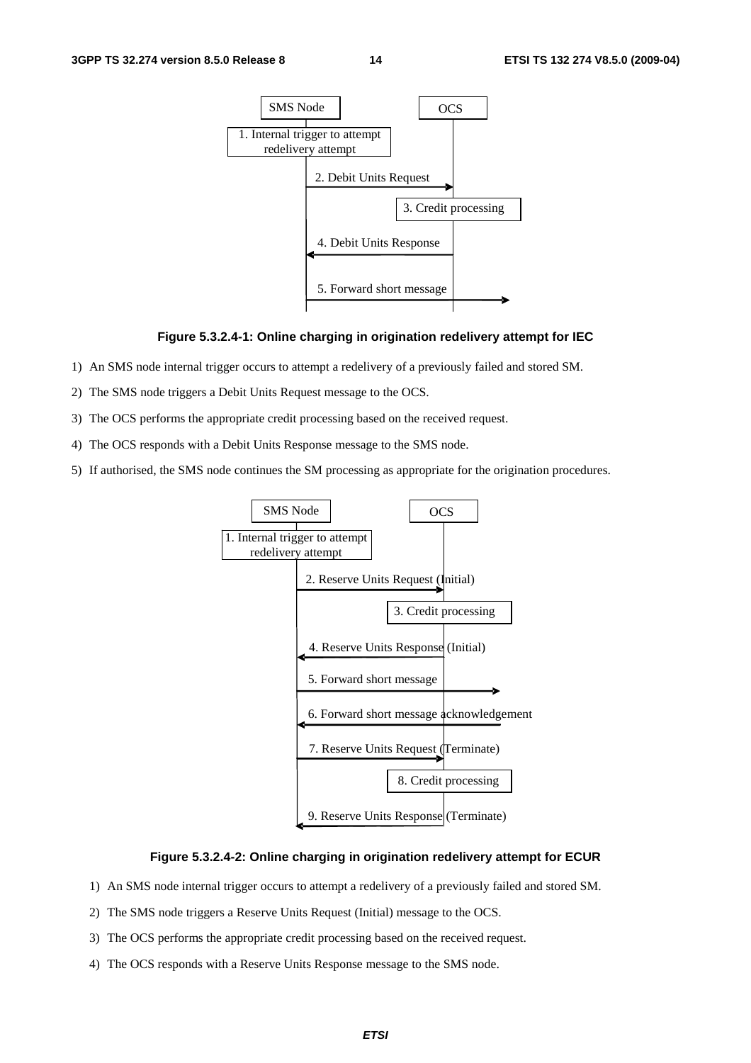Figure 5.3.2.4-1: Online charging in origination redelivery attempt for IEC

1) An SMS node internal trigger occurs to attempt a redelivery of a previously failed and stored SM.

2) The SMS node triggers a Debit Units Request message to the OCS.

3) The OCS performs the appropriate credit processing based on the received request.

4) The OCS responds with a Debit Units Response message to the SMS node.

5) If authorised, the SMS node continues the SM processing as appropriate for the origination procedures.

Figure 5.3.2.4-2: Online charging in origination redelivery attempt for ECUR

1) An SMS node internal trigger occurs to attempt a redelivery of a previously failed and stored SM.

2) The SMS node triggers a Reserve Units Request (Initial) message to the OCS.

3) The OCS performs the appropriate credit processing based on the received request.

4) The OCS responds with a Reserve Units Response message to the SMS node.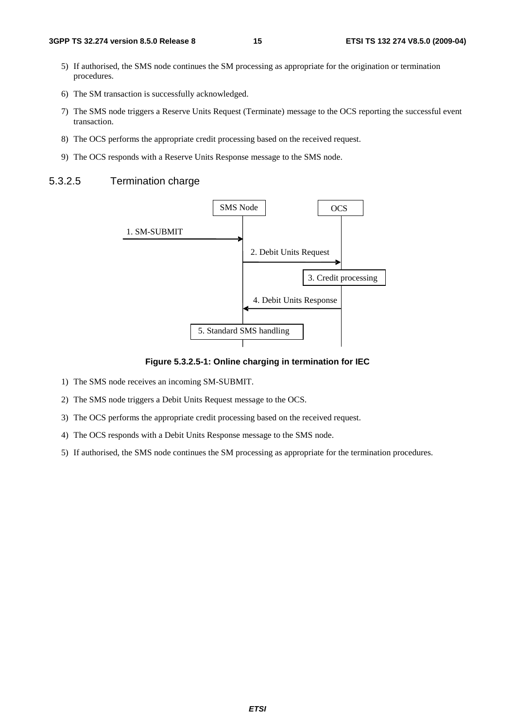5) If authorised, the SMS node continues the SM processing as appropriate for the origination or termination procedures.

6) The SM transaction is successfully acknowledged.

7) The SMS node triggers a Reserve Units Request (Terminate) message to the OCS reporting the successful event transaction.

8) The OCS performs the appropriate credit processing based on the received request.

9) The OCS responds with a Reserve Units Response message to the SMS node.

#### 5.3.2.5 Termination charge

**Figure 5.3.2.5-1: Online charging in termination for IEC**

1) The SMS node receives an incoming SM-SUBMIT.

2) The SMS node triggers a Debit Units Request message to the OCS.

3) The OCS performs the appropriate credit processing based on the received request.

4) The OCS responds with a Debit Units Response message to the SMS node.

5) If authorised, the SMS node continues the SM processing as appropriate for the termination procedures.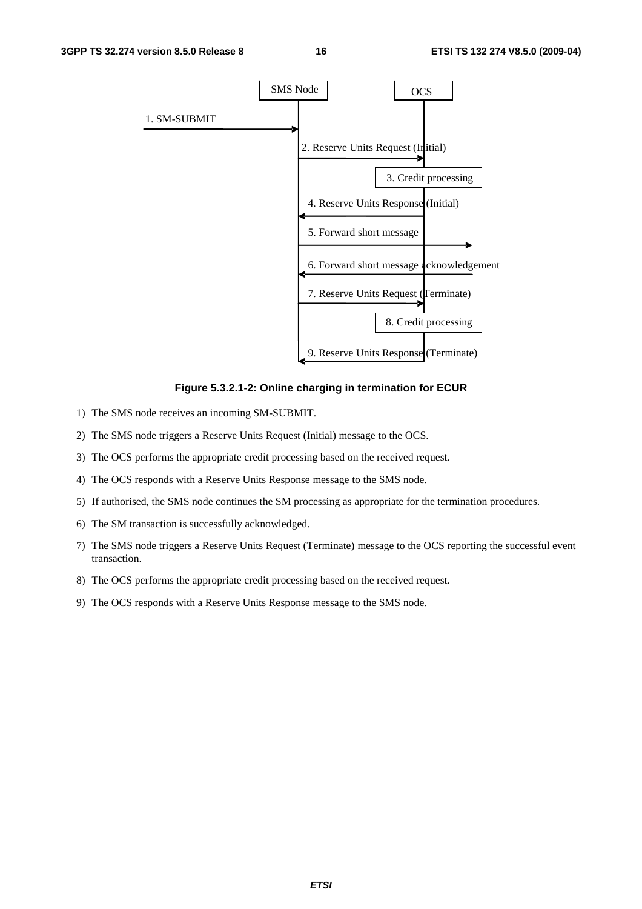**Figure 5.3.2.1-2: Online charging in termination for ECUR**

1) The SMS node receives an incoming SM-SUBMIT.

2) The SMS node triggers a Reserve Units Request (Initial) message to the OCS.

3) The OCS performs the appropriate credit processing based on the received request.

4) The OCS responds with a Reserve Units Response message to the SMS node.

5) If authorised, the SMS node continues the SM processing as appropriate for the termination procedures.

6) The SM transaction is successfully acknowledged.

7) The SMS node triggers a Reserve Units Request (Terminate) message to the OCS reporting the successful event transaction.

8) The OCS performs the appropriate credit processing based on the received request.

9) The OCS responds with a Reserve Units Response message to the SMS node.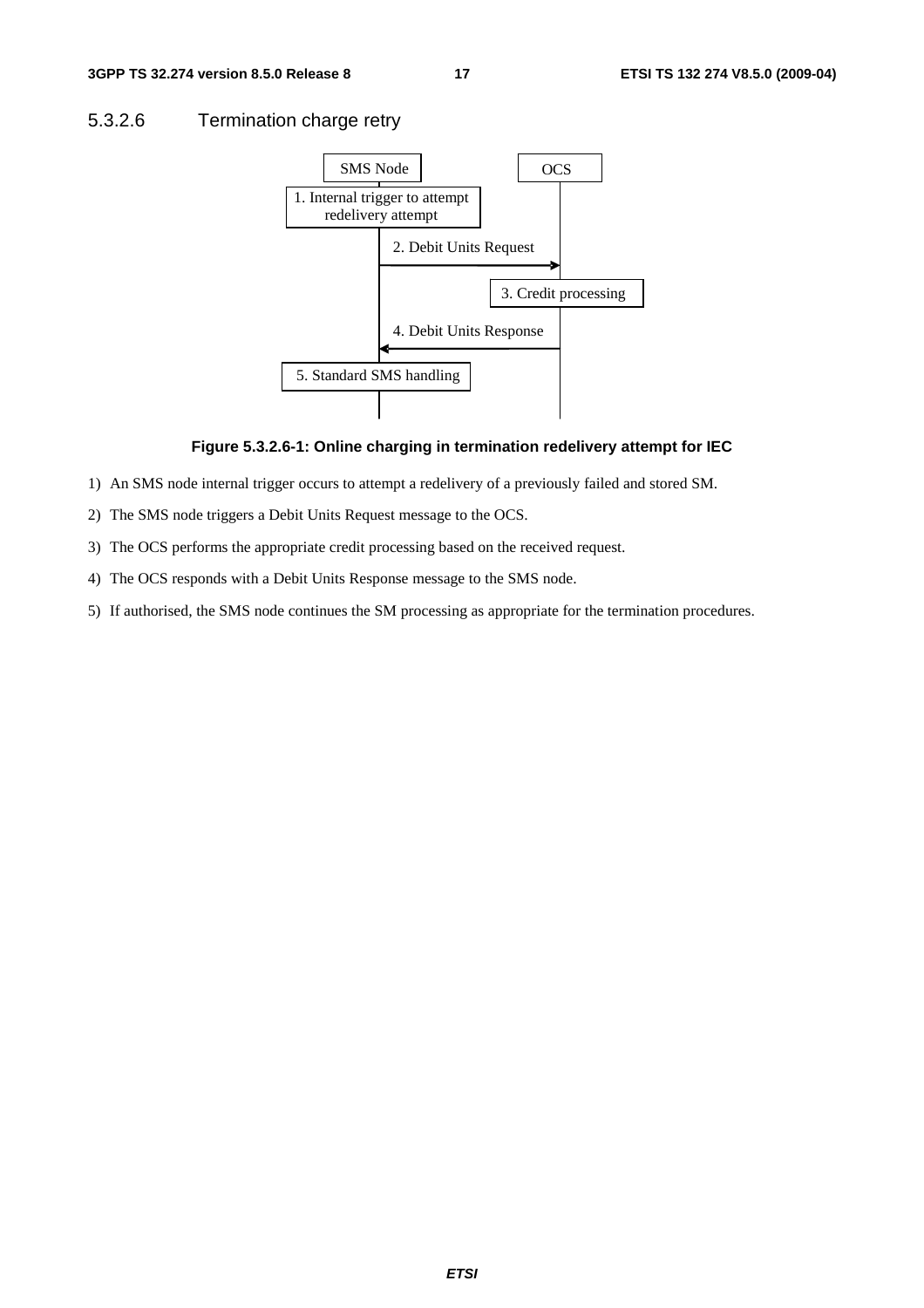### 5.3.2.6 Termination charge retry

Figure 5.3.2.6-1: Online charging in termination redelivery attempt for IEC

1) An SMS node internal trigger occurs to attempt a redelivery of a previously failed and stored SM.

2) The SMS node triggers a Debit Units Request message to the OCS.

3) The OCS performs the appropriate credit processing based on the received request.

4) The OCS responds with a Debit Units Response message to the SMS node.

5) If authorised, the SMS node continues the SM processing as appropriate for the termination procedures.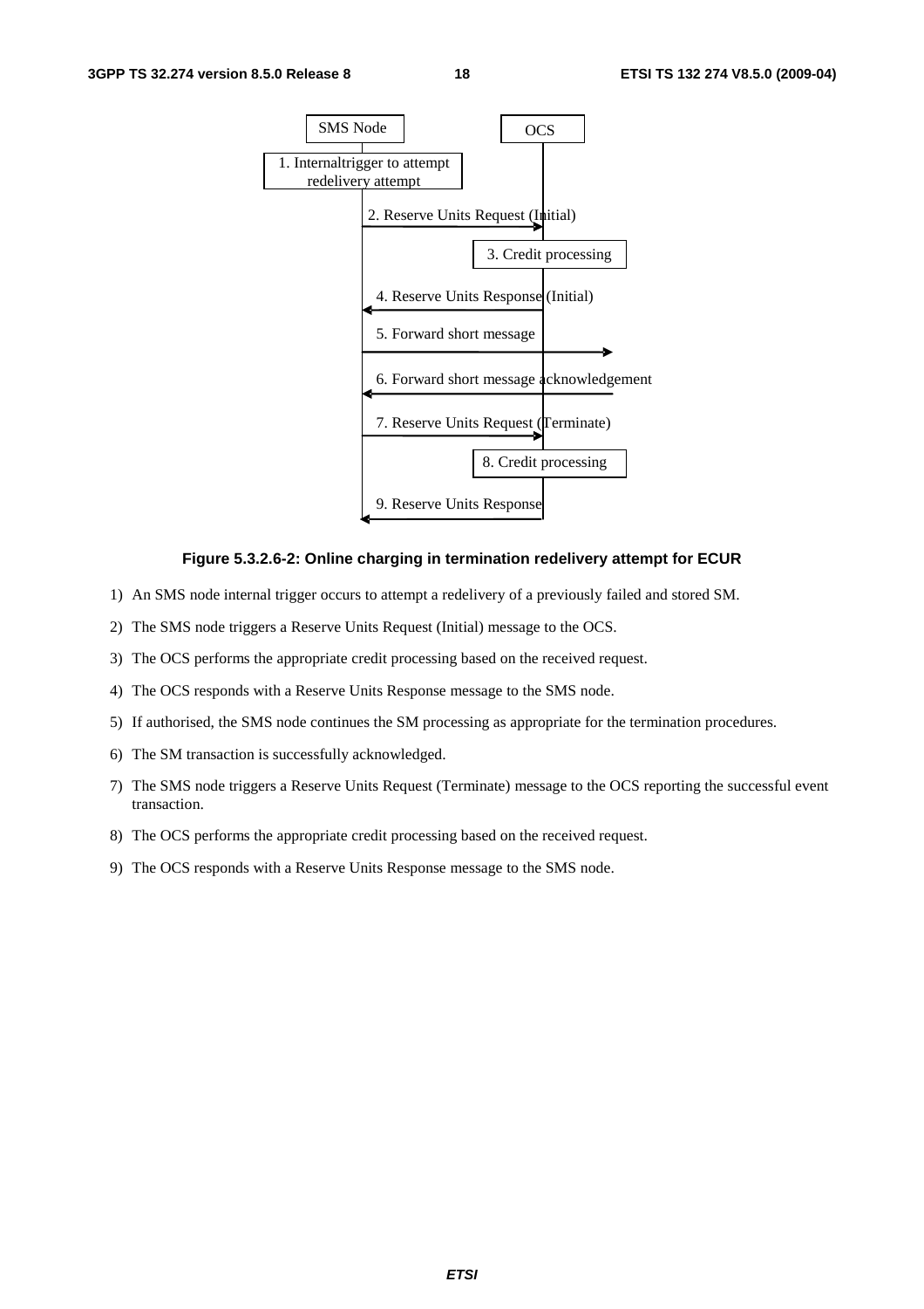**Figure 5.3.2.6-2: Online charging in termination redelivery attempt for ECUR**

1) An SMS node internal trigger occurs to attempt a redelivery of a previously failed and stored SM.

2) The SMS node triggers a Reserve Units Request (Initial) message to the OCS.

3) The OCS performs the appropriate credit processing based on the received request.

4) The OCS responds with a Reserve Units Response message to the SMS node.

5) If authorised, the SMS node continues the SM processing as appropriate for the termination procedures.

6) The SM transaction is successfully acknowledged.

7) The SMS node triggers a Reserve Units Request (Terminate) message to the OCS reporting the successful event transaction.

8) The OCS performs the appropriate credit processing based on the received request.

9) The OCS responds with a Reserve Units Response message to the SMS node.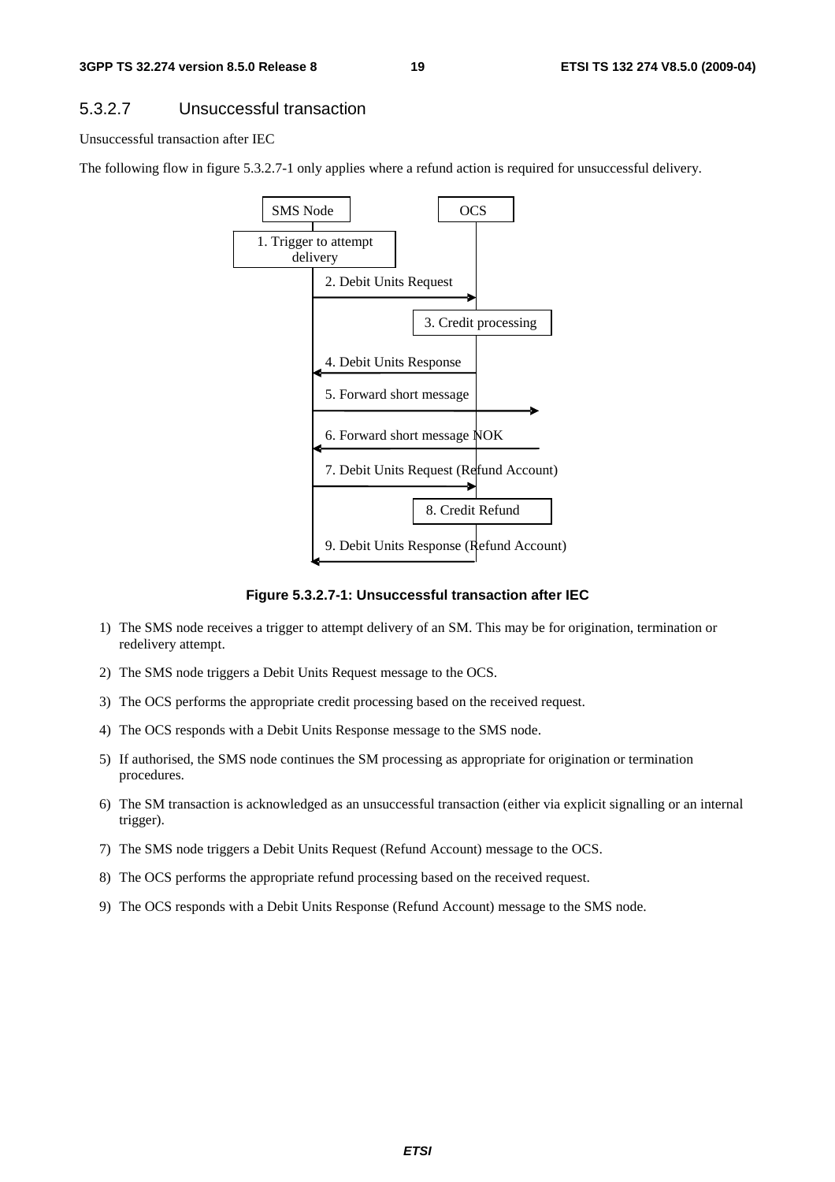### 5.3.2.7 Unsuccessful transaction

Unsuccessful transaction after IEC

The following flow in figure 5.3.2.7-1 only applies where a refund action is required for unsuccessful delivery.

SMS Node | OCS

1. Trigger to attempt delivery
2. Debit Units Request
3. Credit processing
4. Debit Units Response
5. Forward short message
6. Forward short message NOK
7. Debit Units Request (Refund Account)
8. Credit Refund
9. Debit Units Response (Refund Account)

**Figure 5.3.2.7-1: Unsuccessful transaction after IEC**

1) The SMS node receives a trigger to attempt delivery of an SM. This may be for origination, termination or redelivery attempt.

2) The SMS node triggers a Debit Units Request message to the OCS.

3) The OCS performs the appropriate credit processing based on the received request.

4) The OCS responds with a Debit Units Response message to the SMS node.

5) If authorised, the SMS node continues the SM processing as appropriate for origination or termination procedures.

6) The SM transaction is acknowledged as an unsuccessful transaction (either via explicit signalling or an internal trigger).

7) The SMS node triggers a Debit Units Request (Refund Account) message to the OCS.

8) The OCS performs the appropriate refund processing based on the received request.

9) The OCS responds with a Debit Units Response (Refund Account) message to the SMS node.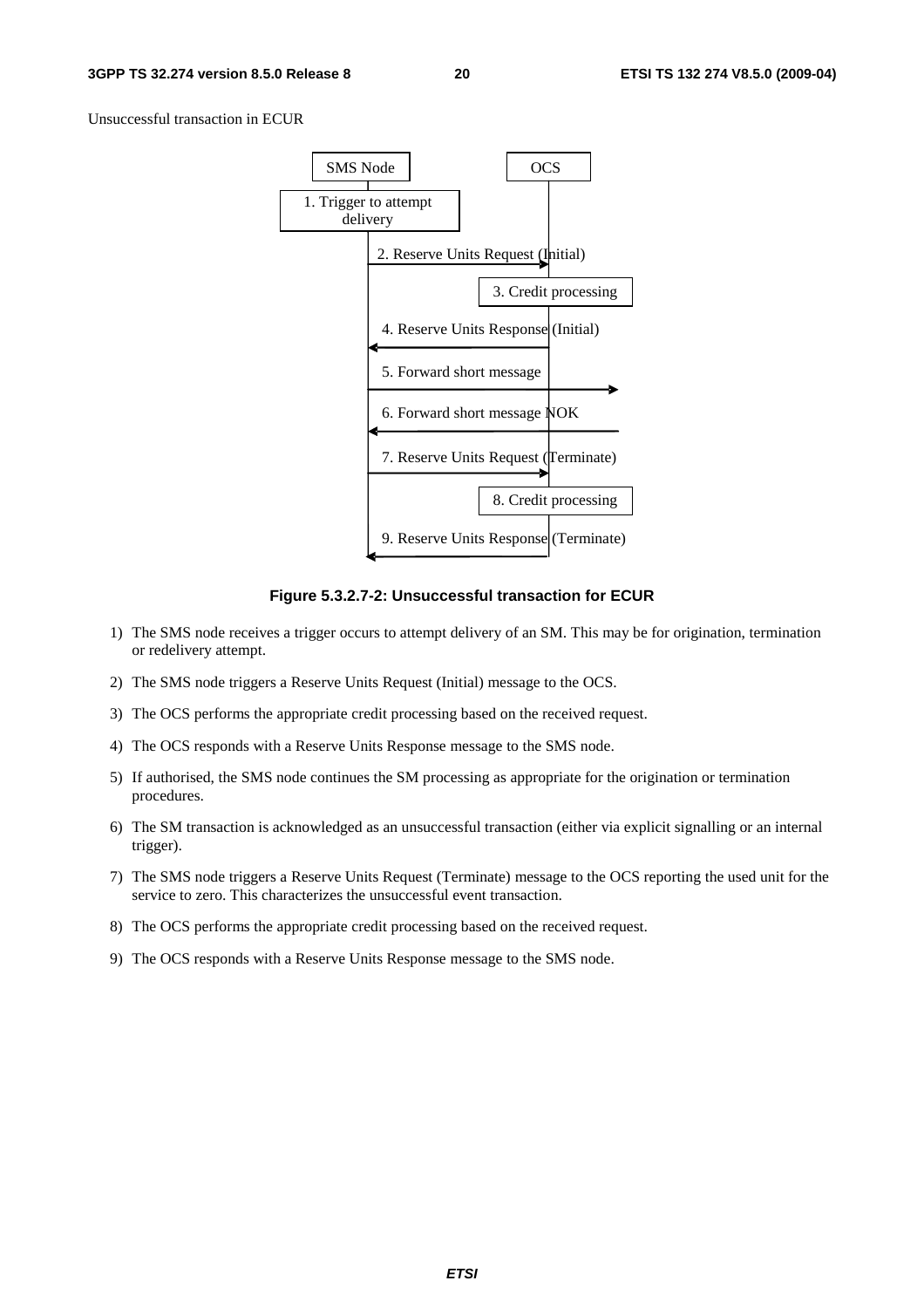Unsuccessful transaction in ECUR

SMS Node

OCS

1. Trigger to attempt delivery

2. Reserve Units Request (Initial)

3. Credit processing

4. Reserve Units Response (Initial)

5. Forward short message

6. Forward short message NOK

7. Reserve Units Request (Terminate)

8. Credit processing

9. Reserve Units Response (Terminate)

**Figure 5.3.2.7-2: Unsuccessful transaction for ECUR**

1) The SMS node receives a trigger occurs to attempt delivery of an SM. This may be for origination, termination or redelivery attempt.

2) The SMS node triggers a Reserve Units Request (Initial) message to the OCS.

3) The OCS performs the appropriate credit processing based on the received request.

4) The OCS responds with a Reserve Units Response message to the SMS node.

5) If authorised, the SMS node continues the SM processing as appropriate for the origination or termination procedures.

6) The SM transaction is acknowledged as an unsuccessful transaction (either via explicit signalling or an internal trigger).

7) The SMS node triggers a Reserve Units Request (Terminate) message to the OCS reporting the used unit for the service to zero. This characterizes the unsuccessful event transaction.

8) The OCS performs the appropriate credit processing based on the received request.

9) The OCS responds with a Reserve Units Response message to the SMS node.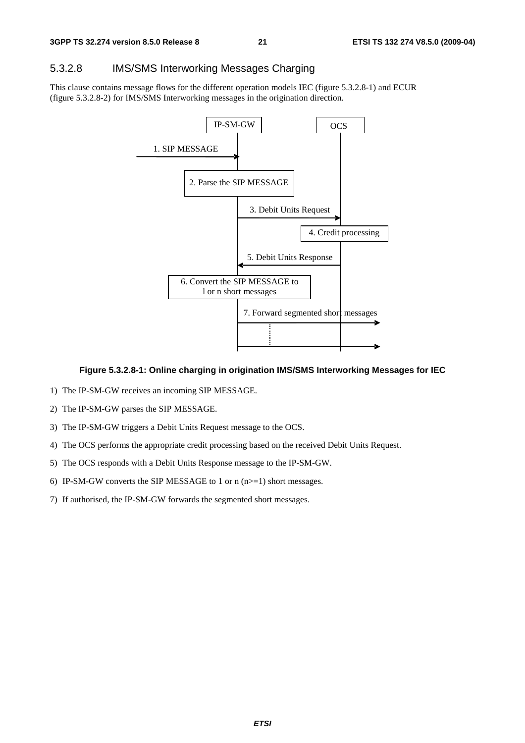### 5.3.2.8 IMS/SMS Interworking Messages Charging

This clause contains message flows for the different operation models IEC (figure 5.3.2.8-1) and ECUR (figure 5.3.2.8-2) for IMS/SMS Interworking messages in the origination direction.

**Figure 5.3.2.8-1: Online charging in origination IMS/SMS Interworking Messages for IEC**

1) The IP-SM-GW receives an incoming SIP MESSAGE.

2) The IP-SM-GW parses the SIP MESSAGE.

3) The IP-SM-GW triggers a Debit Units Request message to the OCS.

4) The OCS performs the appropriate credit processing based on the received Debit Units Request.

5) The OCS responds with a Debit Units Response message to the IP-SM-GW.

6) IP-SM-GW converts the SIP MESSAGE to 1 or n (n>=1) short messages.

7) If authorised, the IP-SM-GW forwards the segmented short messages.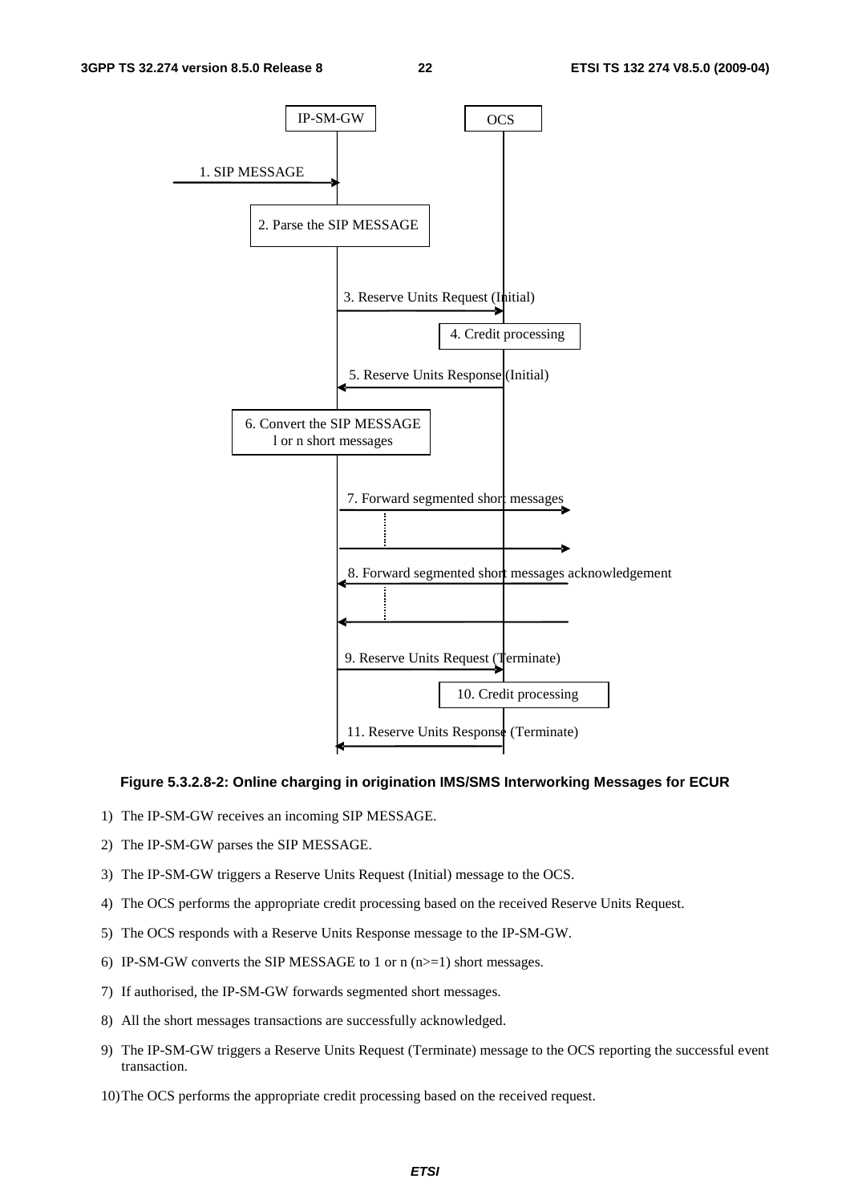**Figure 5.3.2.8-2: Online charging in origination IMS/SMS Interworking Messages for ECUR**

1) The IP-SM-GW receives an incoming SIP MESSAGE.
2) The IP-SM-GW parses the SIP MESSAGE.
3) The IP-SM-GW triggers a Reserve Units Request (Initial) message to the OCS.
4) The OCS performs the appropriate credit processing based on the received Reserve Units Request.
5) The OCS responds with a Reserve Units Response message to the IP-SM-GW.
6) IP-SM-GW converts the SIP MESSAGE to 1 or n (n>=1) short messages.
7) If authorised, the IP-SM-GW forwards segmented short messages.
8) All the short messages transactions are successfully acknowledged.
9) The IP-SM-GW triggers a Reserve Units Request (Terminate) message to the OCS reporting the successful event transaction.
10) The OCS performs the appropriate credit processing based on the received request.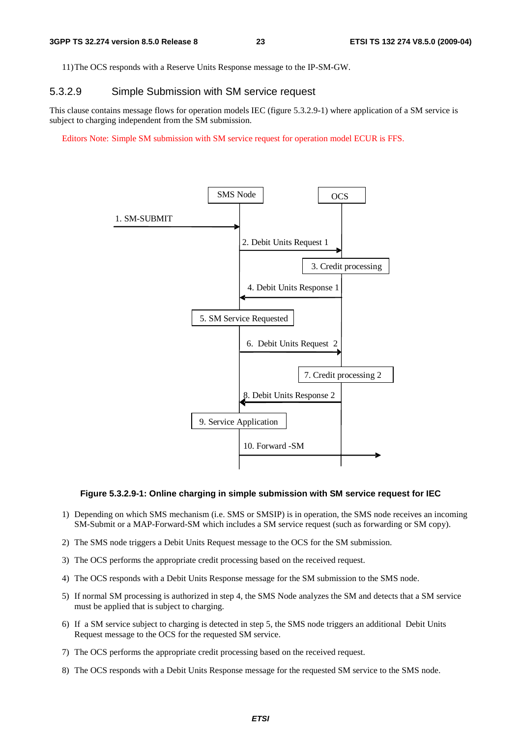11) The OCS responds with a Reserve Units Response message to the IP-SM-GW.

### 5.3.2.9 Simple Submission with SM service request

This clause contains message flows for operation models IEC (figure 5.3.2.9-1) where application of a SM service is subject to charging independent from the SM submission.

Editors Note: Simple SM submission with SM service request for operation model ECUR is FFS.

**Figure 5.3.2.9-1: Online charging in simple submission with SM service request for IEC**

1) Depending on which SMS mechanism (i.e. SMS or SMSIP) is in operation, the SMS node receives an incoming SM-Submit or a MAP-Forward-SM which includes a SM service request (such as forwarding or SM copy).
2) The SMS node triggers a Debit Units Request message to the OCS for the SM submission.
3) The OCS performs the appropriate credit processing based on the received request.
4) The OCS responds with a Debit Units Response message for the SM submission to the SMS node.
5) If normal SM processing is authorized in step 4, the SMS Node analyzes the SM and detects that a SM service must be applied that is subject to charging.
6) If a SM service subject to charging is detected in step 5, the SMS node triggers an additional Debit Units Request message to the OCS for the requested SM service.
7) The OCS performs the appropriate credit processing based on the received request.
8) The OCS responds with a Debit Units Response message for the requested SM service to the SMS node.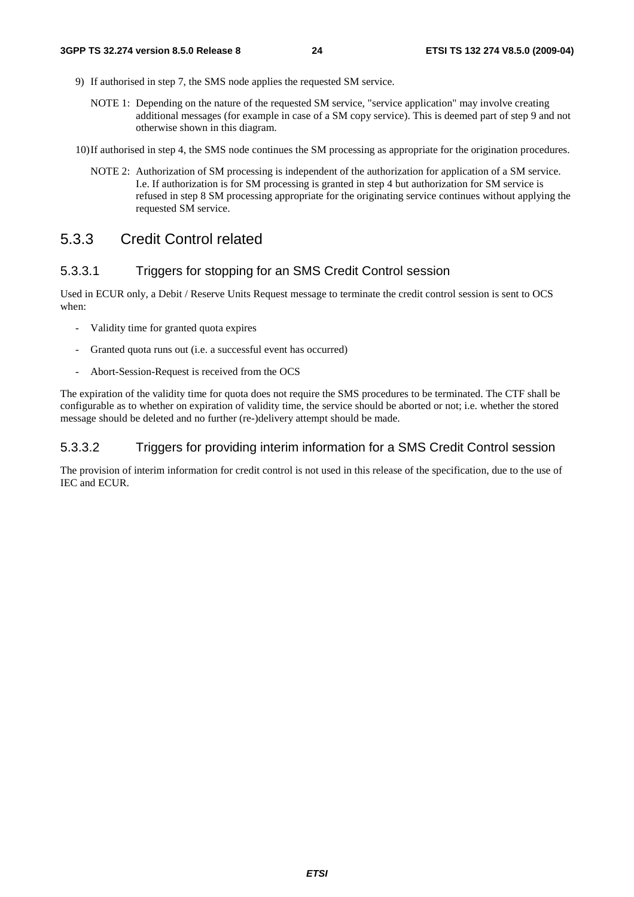9) If authorised in step 7, the SMS node applies the requested SM service.

   NOTE 1: Depending on the nature of the requested SM service, "service application" may involve creating additional messages (for example in case of a SM copy service). This is deemed part of step 9 and not otherwise shown in this diagram.

10) If authorised in step 4, the SMS node continues the SM processing as appropriate for the origination procedures.

   NOTE 2: Authorization of SM processing is independent of the authorization for application of a SM service. I.e. If authorization is for SM processing is granted in step 4 but authorization for SM service is refused in step 8 SM processing appropriate for the originating service continues without applying the requested SM service.

### 5.3.3 Credit Control related

#### 5.3.3.1 Triggers for stopping for an SMS Credit Control session

Used in ECUR only, a Debit / Reserve Units Request message to terminate the credit control session is sent to OCS when:

- Validity time for granted quota expires
- Granted quota runs out (i.e. a successful event has occurred)
- Abort-Session-Request is received from the OCS

The expiration of the validity time for quota does not require the SMS procedures to be terminated. The CTF shall be configurable as to whether on expiration of validity time, the service should be aborted or not; i.e. whether the stored message should be deleted and no further (re-)delivery attempt should be made.

#### 5.3.3.2 Triggers for providing interim information for a SMS Credit Control session

The provision of interim information for credit control is not used in this release of the specification, due to the use of IEC and ECUR.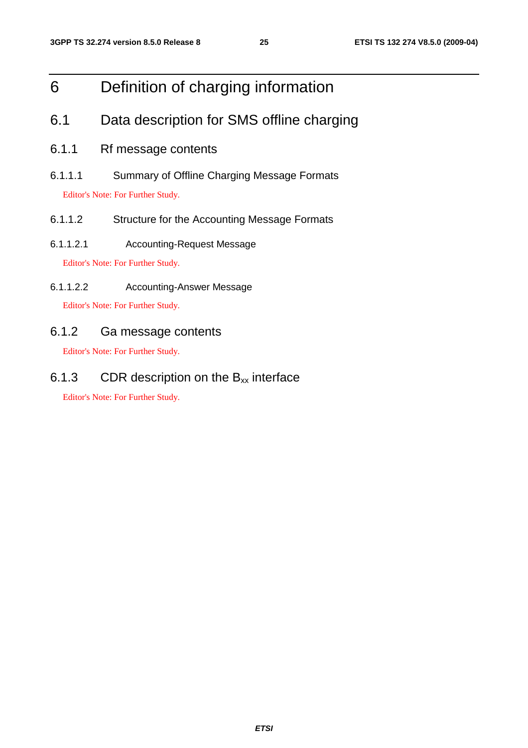# 6 Definition of charging information

## 6.1 Data description for SMS offline charging

### 6.1.1 Rf message contents

#### 6.1.1.1 Summary of Offline Charging Message Formats

Editor's Note: For Further Study.

#### 6.1.1.2 Structure for the Accounting Message Formats

##### 6.1.1.2.1 Accounting-Request Message

Editor's Note: For Further Study.

##### 6.1.1.2.2 Accounting-Answer Message

Editor's Note: For Further Study.

### 6.1.2 Ga message contents

Editor's Note: For Further Study.

### 6.1.3 CDR description on the $B_{xx}$ interface

Editor's Note: For Further Study.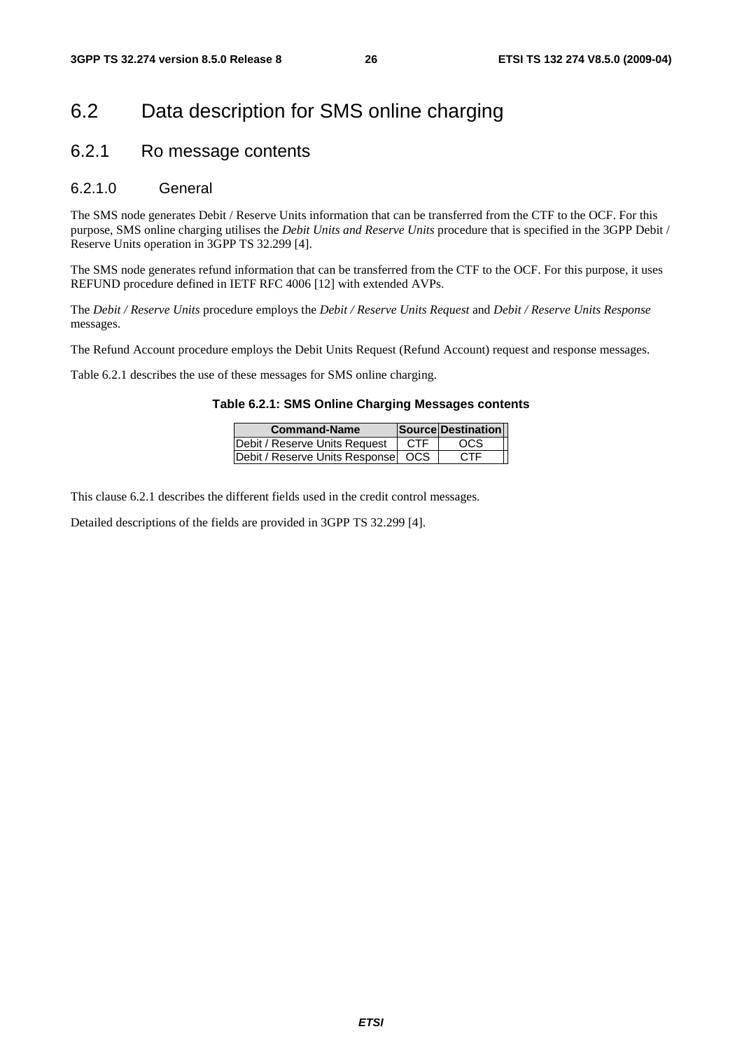# 6.2 Data description for SMS online charging

## 6.2.1 Ro message contents

### 6.2.1.0 General

The SMS node generates Debit / Reserve Units information that can be transferred from the CTF to the OCF. For this purpose, SMS online charging utilises the *Debit Units and Reserve Units* procedure that is specified in the 3GPP Debit / Reserve Units operation in 3GPP TS 32.299 [4].

The SMS node generates refund information that can be transferred from the CTF to the OCF. For this purpose, it uses REFUND procedure defined in IETF RFC 4006 [12] with extended AVPs.

The *Debit / Reserve Units* procedure employs the *Debit / Reserve Units Request* and *Debit / Reserve Units Response* messages.

The Refund Account procedure employs the Debit Units Request (Refund Account) request and response messages.

Table 6.2.1 describes the use of these messages for SMS online charging.

**Table 6.2.1: SMS Online Charging Messages contents**

| Command-Name | Source | Destination |
|---|---|---|
| Debit / Reserve Units Request | CTF | OCS |
| Debit / Reserve Units Response | OCS | CTF |

This clause 6.2.1 describes the different fields used in the credit control messages.

Detailed descriptions of the fields are provided in 3GPP TS 32.299 [4].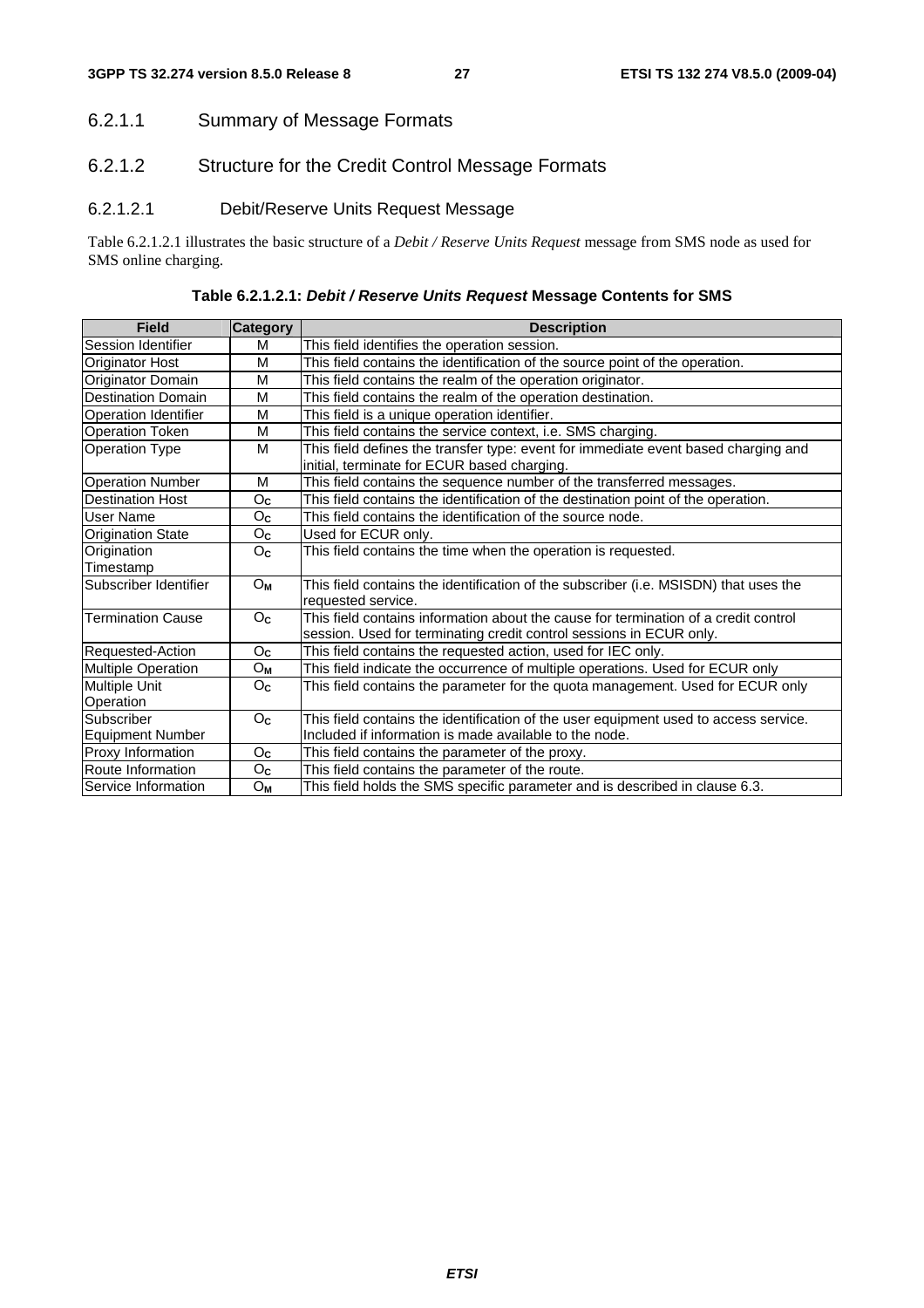### 6.2.1.1 Summary of Message Formats

### 6.2.1.2 Structure for the Credit Control Message Formats

#### 6.2.1.2.1 Debit/Reserve Units Request Message

Table 6.2.1.2.1 illustrates the basic structure of a *Debit / Reserve Units Request* message from SMS node as used for SMS online charging.

**Table 6.2.1.2.1: *Debit / Reserve Units Request* Message Contents for SMS**

| Field | Category | Description |
|---|---|---|
| Session Identifier | M | This field identifies the operation session. |
| Originator Host | M | This field contains the identification of the source point of the operation. |
| Originator Domain | M | This field contains the realm of the operation originator. |
| Destination Domain | M | This field contains the realm of the operation destination. |
| Operation Identifier | M | This field is a unique operation identifier. |
| Operation Token | M | This field contains the service context, i.e. SMS charging. |
| Operation Type | M | This field defines the transfer type: event for immediate event based charging and initial, terminate for ECUR based charging. |
| Operation Number | M | This field contains the sequence number of the transferred messages. |
| Destination Host | $O_C$ | This field contains the identification of the destination point of the operation. |
| User Name | $O_C$ | This field contains the identification of the source node. |
| Origination State | $O_C$ | Used for ECUR only. |
| Origination Timestamp | $O_C$ | This field contains the time when the operation is requested. |
| Subscriber Identifier | $O_M$ | This field contains the identification of the subscriber (i.e. MSISDN) that uses the requested service. |
| Termination Cause | $O_C$ | This field contains information about the cause for termination of a credit control session. Used for terminating credit control sessions in ECUR only. |
| Requested-Action | $O_C$ | This field contains the requested action, used for IEC only. |
| Multiple Operation | $O_M$ | This field indicate the occurrence of multiple operations. Used for ECUR only |
| Multiple Unit Operation | $O_C$ | This field contains the parameter for the quota management. Used for ECUR only |
| Subscriber Equipment Number | $O_C$ | This field contains the identification of the user equipment used to access service. Included if information is made available to the node. |
| Proxy Information | $O_C$ | This field contains the parameter of the proxy. |
| Route Information | $O_C$ | This field contains the parameter of the route. |
| Service Information | $O_M$ | This field holds the SMS specific parameter and is described in clause 6.3. |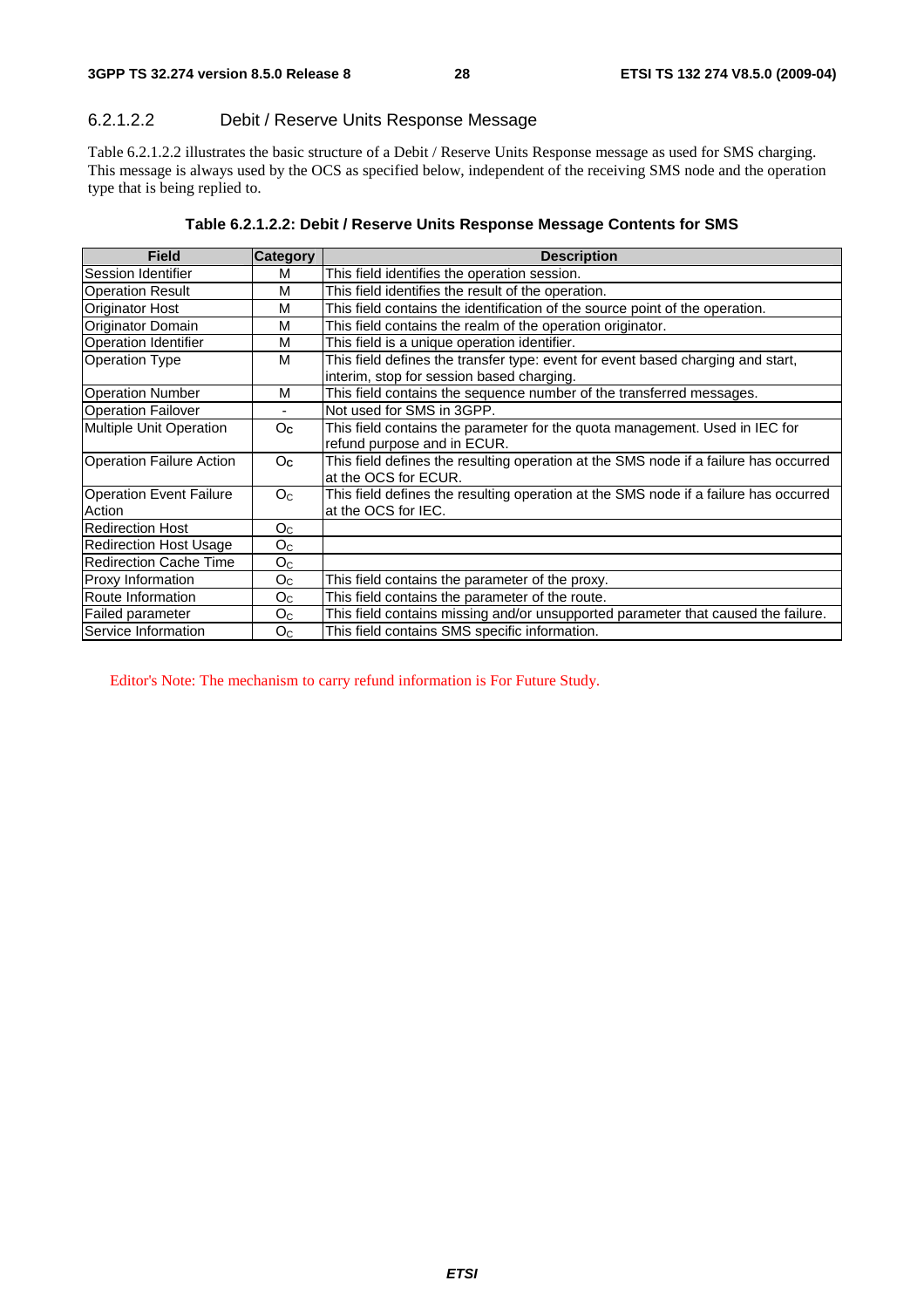#### 6.2.1.2.2 Debit / Reserve Units Response Message

Table 6.2.1.2.2 illustrates the basic structure of a Debit / Reserve Units Response message as used for SMS charging. This message is always used by the OCS as specified below, independent of the receiving SMS node and the operation type that is being replied to.

**Table 6.2.1.2.2: Debit / Reserve Units Response Message Contents for SMS**

| Field | Category | Description |
|---|---|---|
| Session Identifier | M | This field identifies the operation session. |
| Operation Result | M | This field identifies the result of the operation. |
| Originator Host | M | This field contains the identification of the source point of the operation. |
| Originator Domain | M | This field contains the realm of the operation originator. |
| Operation Identifier | M | This field is a unique operation identifier. |
| Operation Type | M | This field defines the transfer type: event for event based charging and start, interim, stop for session based charging. |
| Operation Number | M | This field contains the sequence number of the transferred messages. |
| Operation Failover | - | Not used for SMS in 3GPP. |
| Multiple Unit Operation | $O_C$ | This field contains the parameter for the quota management. Used in IEC for refund purpose and in ECUR. |
| Operation Failure Action | $O_C$ | This field defines the resulting operation at the SMS node if a failure has occurred at the OCS for ECUR. |
| Operation Event Failure Action | $O_C$ | This field defines the resulting operation at the SMS node if a failure has occurred at the OCS for IEC. |
| Redirection Host | $O_C$ | |
| Redirection Host Usage | $O_C$ | |
| Redirection Cache Time | $O_C$ | |
| Proxy Information | $O_C$ | This field contains the parameter of the proxy. |
| Route Information | $O_C$ | This field contains the parameter of the route. |
| Failed parameter | $O_C$ | This field contains missing and/or unsupported parameter that caused the failure. |
| Service Information | $O_C$ | This field contains SMS specific information. |

Editor's Note: The mechanism to carry refund information is For Future Study.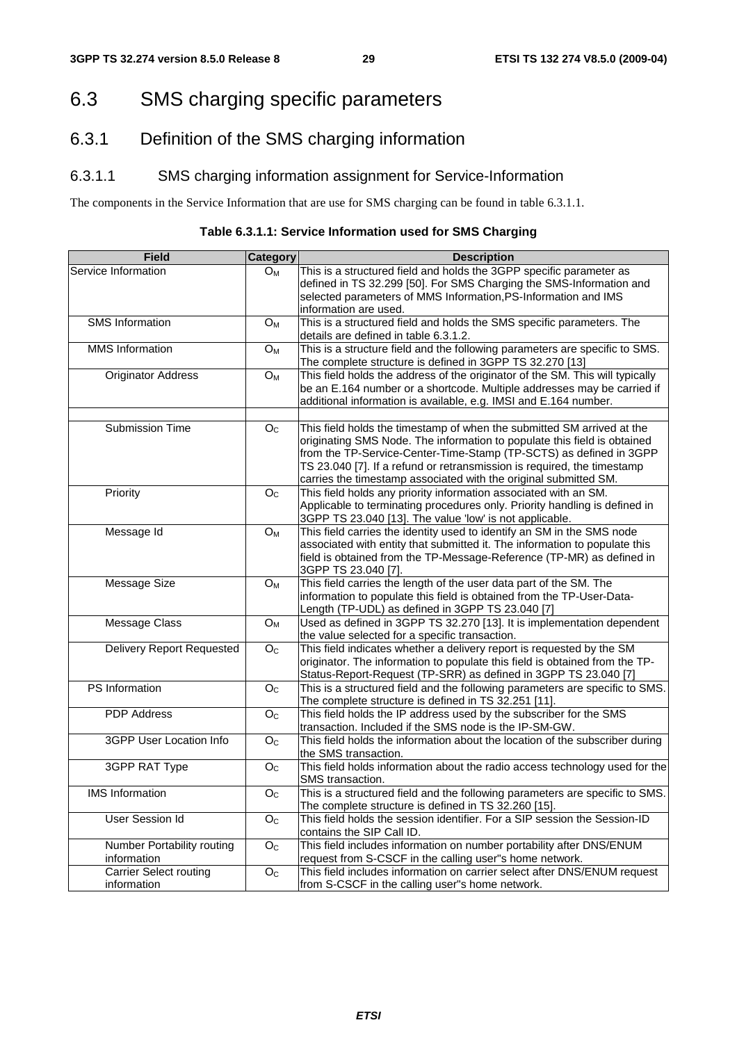# 6.3 SMS charging specific parameters

## 6.3.1 Definition of the SMS charging information

### 6.3.1.1 SMS charging information assignment for Service-Information

The components in the Service Information that are use for SMS charging can be found in table 6.3.1.1.

**Table 6.3.1.1: Service Information used for SMS Charging**

| Field | Category | Description |
|---|---|---|
| Service Information | $O_M$ | This is a structured field and holds the 3GPP specific parameter as defined in TS 32.299 [50]. For SMS Charging the SMS-Information and selected parameters of MMS Information,PS-Information and IMS information are used. |
| SMS Information | $O_M$ | This is a structured field and holds the SMS specific parameters. The details are defined in table 6.3.1.2. |
| MMS Information | $O_M$ | This is a structure field and the following parameters are specific to SMS. The complete structure is defined in 3GPP TS 32.270 [13] |
| Originator Address | $O_M$ | This field holds the address of the originator of the SM. This will typically be an E.164 number or a shortcode. Multiple addresses may be carried if additional information is available, e.g. IMSI and E.164 number. |
| | | |
| Submission Time | $O_C$ | This field holds the timestamp of when the submitted SM arrived at the originating SMS Node. The information to populate this field is obtained from the TP-Service-Center-Time-Stamp (TP-SCTS) as defined in 3GPP TS 23.040 [7]. If a refund or retransmission is required, the timestamp carries the timestamp associated with the original submitted SM. |
| Priority | $O_C$ | This field holds any priority information associated with an SM. Applicable to terminating procedures only. Priority handling is defined in 3GPP TS 23.040 [13]. The value 'low' is not applicable. |
| Message Id | $O_M$ | This field carries the identity used to identify an SM in the SMS node associated with entity that submitted it. The information to populate this field is obtained from the TP-Message-Reference (TP-MR) as defined in 3GPP TS 23.040 [7]. |
| Message Size | $O_M$ | This field carries the length of the user data part of the SM. The information to populate this field is obtained from the TP-User-Data-Length (TP-UDL) as defined in 3GPP TS 23.040 [7] |
| Message Class | $O_M$ | Used as defined in 3GPP TS 32.270 [13]. It is implementation dependent the value selected for a specific transaction. |
| Delivery Report Requested | $O_C$ | This field indicates whether a delivery report is requested by the SM originator. The information to populate this field is obtained from the TP-Status-Report-Request (TP-SRR) as defined in 3GPP TS 23.040 [7] |
| PS Information | $O_C$ | This is a structured field and the following parameters are specific to SMS. The complete structure is defined in TS 32.251 [11]. |
| PDP Address | $O_C$ | This field holds the IP address used by the subscriber for the SMS transaction. Included if the SMS node is the IP-SM-GW. |
| 3GPP User Location Info | $O_C$ | This field holds the information about the location of the subscriber during the SMS transaction. |
| 3GPP RAT Type | $O_C$ | This field holds information about the radio access technology used for the SMS transaction. |
| IMS Information | $O_C$ | This is a structured field and the following parameters are specific to SMS. The complete structure is defined in TS 32.260 [15]. |
| User Session Id | $O_C$ | This field holds the session identifier. For a SIP session the Session-ID contains the SIP Call ID. |
| Number Portability routing information | $O_C$ | This field includes information on number portability after DNS/ENUM request from S-CSCF in the calling user"s home network. |
| Carrier Select routing information | $O_C$ | This field includes information on carrier select after DNS/ENUM request from S-CSCF in the calling user"s home network. |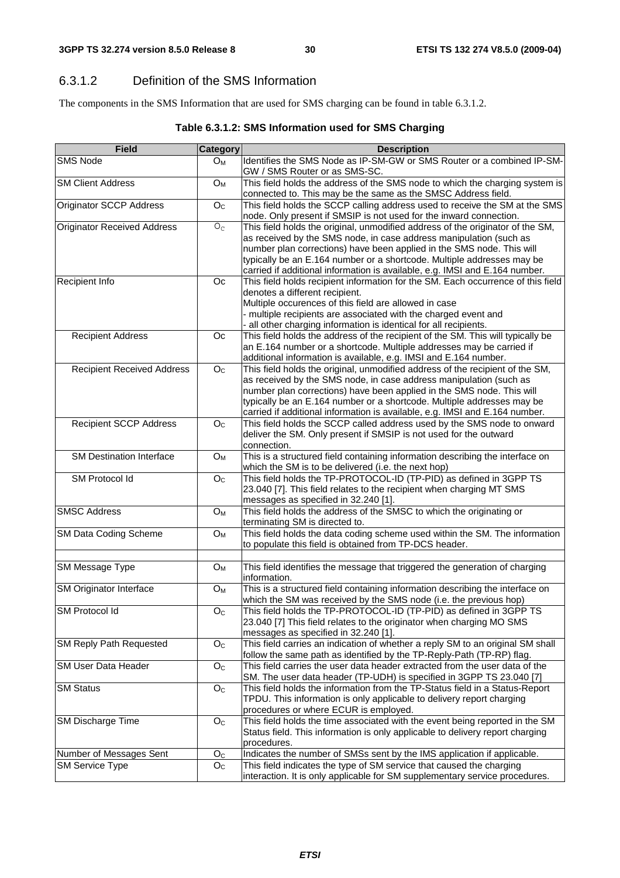### 6.3.1.2 Definition of the SMS Information

The components in the SMS Information that are used for SMS charging can be found in table 6.3.1.2.

**Table 6.3.1.2: SMS Information used for SMS Charging**

| Field | Category | Description |
|---|---|---|
| SMS Node | $O_M$ | Identifies the SMS Node as IP-SM-GW or SMS Router or a combined IP-SM-GW / SMS Router or as SMS-SC. |
| SM Client Address | $O_M$ | This field holds the address of the SMS node to which the charging system is connected to. This may be the same as the SMSC Address field. |
| Originator SCCP Address | $O_C$ | This field holds the SCCP calling address used to receive the SM at the SMS node. Only present if SMSIP is not used for the inward connection. |
| Originator Received Address | $O_C$ | This field holds the original, unmodified address of the originator of the SM, as received by the SMS node, in case address manipulation (such as number plan corrections) have been applied in the SMS node. This will typically be an E.164 number or a shortcode. Multiple addresses may be carried if additional information is available, e.g. IMSI and E.164 number. |
| Recipient Info | Oc | This field holds recipient information for the SM. Each occurrence of this field denotes a different recipient.<br>Multiple occurences of this field are allowed in case<br>- multiple recipients are associated with the charged event and<br>- all other charging information is identical for all recipients. |
| Recipient Address | Oc | This field holds the address of the recipient of the SM. This will typically be an E.164 number or a shortcode. Multiple addresses may be carried if additional information is available, e.g. IMSI and E.164 number. |
| Recipient Received Address | $O_C$ | This field holds the original, unmodified address of the recipient of the SM, as received by the SMS node, in case address manipulation (such as number plan corrections) have been applied in the SMS node. This will typically be an E.164 number or a shortcode. Multiple addresses may be carried if additional information is available, e.g. IMSI and E.164 number. |
| Recipient SCCP Address | $O_C$ | This field holds the SCCP called address used by the SMS node to onward deliver the SM. Only present if SMSIP is not used for the outward connection. |
| SM Destination Interface | $O_M$ | This is a structured field containing information describing the interface on which the SM is to be delivered (i.e. the next hop) |
| SM Protocol Id | $O_C$ | This field holds the TP-PROTOCOL-ID (TP-PID) as defined in 3GPP TS 23.040 [7]. This field relates to the recipient when charging MT SMS messages as specified in 32.240 [1]. |
| SMSC Address | $O_M$ | This field holds the address of the SMSC to which the originating or terminating SM is directed to. |
| SM Data Coding Scheme | $O_M$ | This field holds the data coding scheme used within the SM. The information to populate this field is obtained from TP-DCS header. |
| | | |
| SM Message Type | $O_M$ | This field identifies the message that triggered the generation of charging information. |
| SM Originator Interface | $O_M$ | This is a structured field containing information describing the interface on which the SM was received by the SMS node (i.e. the previous hop) |
| SM Protocol Id | $O_C$ | This field holds the TP-PROTOCOL-ID (TP-PID) as defined in 3GPP TS 23.040 [7] This field relates to the originator when charging MO SMS messages as specified in 32.240 [1]. |
| SM Reply Path Requested | $O_C$ | This field carries an indication of whether a reply SM to an original SM shall follow the same path as identified by the TP-Reply-Path (TP-RP) flag. |
| SM User Data Header | $O_C$ | This field carries the user data header extracted from the user data of the SM. The user data header (TP-UDH) is specified in 3GPP TS 23.040 [7] |
| SM Status | $O_C$ | This field holds the information from the TP-Status field in a Status-Report TPDU. This information is only applicable to delivery report charging procedures or where ECUR is employed. |
| SM Discharge Time | $O_C$ | This field holds the time associated with the event being reported in the SM Status field. This information is only applicable to delivery report charging procedures. |
| Number of Messages Sent | $O_C$ | Indicates the number of SMSs sent by the IMS application if applicable. |
| SM Service Type | $O_C$ | This field indicates the type of SM service that caused the charging interaction. It is only applicable for SM supplementary service procedures. |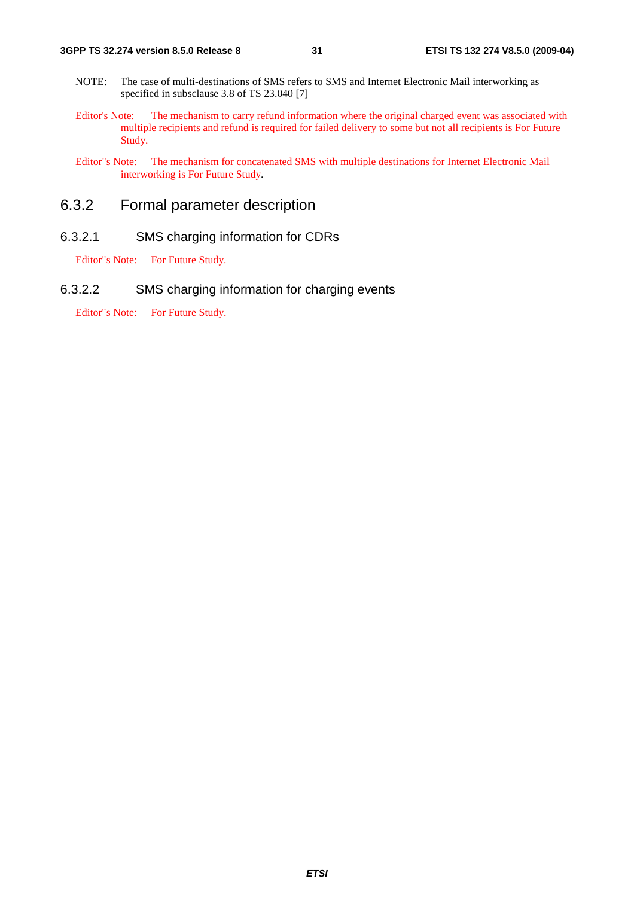NOTE: The case of multi-destinations of SMS refers to SMS and Internet Electronic Mail interworking as specified in subsclause 3.8 of TS 23.040 [7]

Editor's Note: The mechanism to carry refund information where the original charged event was associated with multiple recipients and refund is required for failed delivery to some but not all recipients is For Future Study.

Editor"s Note: The mechanism for concatenated SMS with multiple destinations for Internet Electronic Mail interworking is For Future Study.

## 6.3.2 Formal parameter description

### 6.3.2.1 SMS charging information for CDRs

Editor"s Note: For Future Study.

### 6.3.2.2 SMS charging information for charging events

Editor"s Note: For Future Study.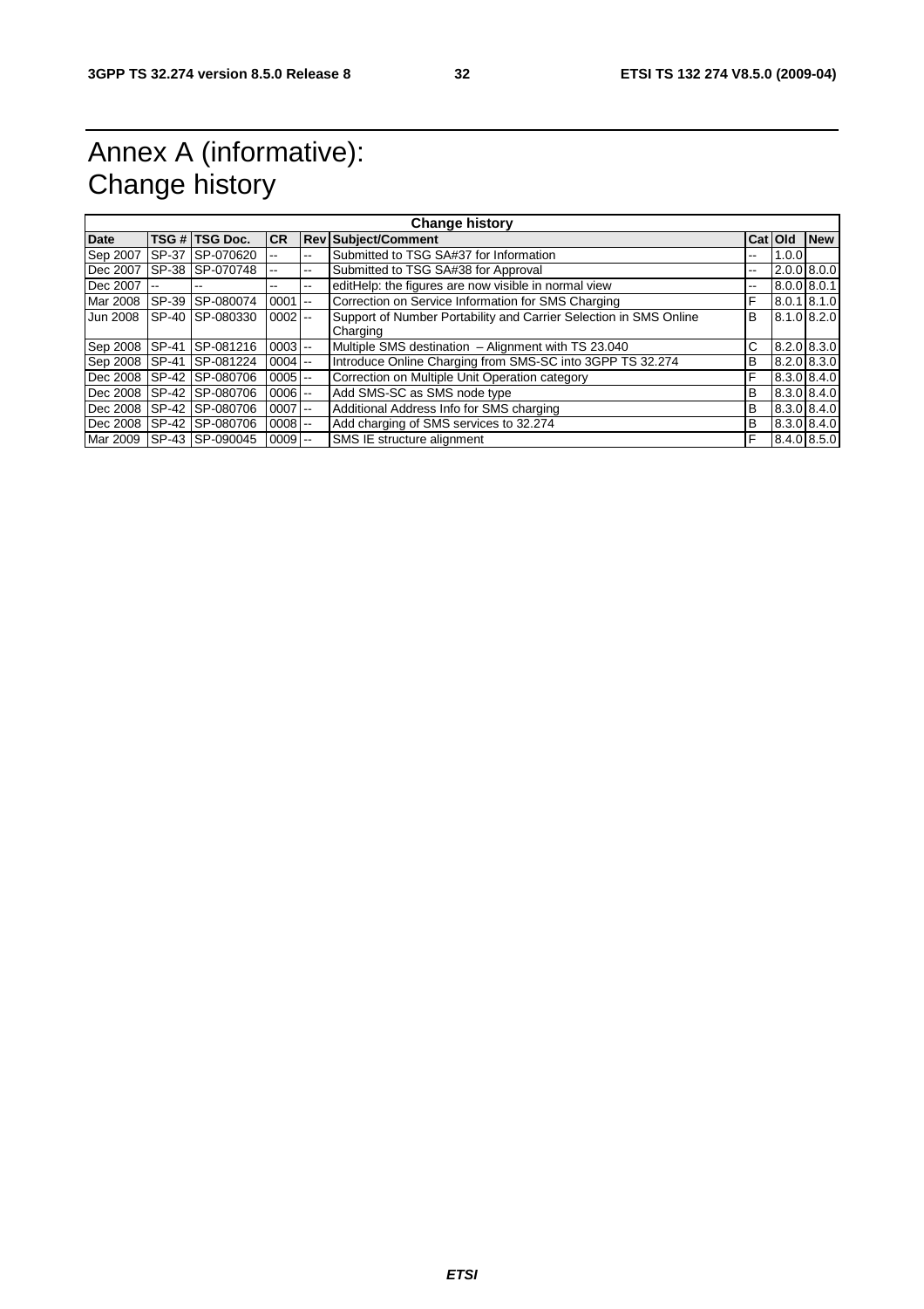# Annex A (informative): Change history

| Change history | | | | | | | | |
|---|---|---|---|---|---|---|---|---|
| **Date** | **TSG #** | **TSG Doc.** | **CR** | **Rev** | **Subject/Comment** | **Cat** | **Old** | **New** |
| Sep 2007 | SP-37 | SP-070620 | -- | -- | Submitted to TSG SA#37 for Information | -- | 1.0.0 | |
| Dec 2007 | SP-38 | SP-070748 | -- | -- | Submitted to TSG SA#38 for Approval | -- | 2.0.0 | 8.0.0 |
| Dec 2007 | -- | -- | -- | -- | editHelp: the figures are now visible in normal view | -- | 8.0.0 | 8.0.1 |
| Mar 2008 | SP-39 | SP-080074 | 0001 | -- | Correction on Service Information for SMS Charging | F | 8.0.1 | 8.1.0 |
| Jun 2008 | SP-40 | SP-080330 | 0002 | -- | Support of Number Portability and Carrier Selection in SMS Online Charging | B | 8.1.0 | 8.2.0 |
| Sep 2008 | SP-41 | SP-081216 | 0003 | -- | Multiple SMS destination – Alignment with TS 23.040 | C | 8.2.0 | 8.3.0 |
| Sep 2008 | SP-41 | SP-081224 | 0004 | -- | Introduce Online Charging from SMS-SC into 3GPP TS 32.274 | B | 8.2.0 | 8.3.0 |
| Dec 2008 | SP-42 | SP-080706 | 0005 | -- | Correction on Multiple Unit Operation category | F | 8.3.0 | 8.4.0 |
| Dec 2008 | SP-42 | SP-080706 | 0006 | -- | Add SMS-SC as SMS node type | B | 8.3.0 | 8.4.0 |
| Dec 2008 | SP-42 | SP-080706 | 0007 | -- | Additional Address Info for SMS charging | B | 8.3.0 | 8.4.0 |
| Dec 2008 | SP-42 | SP-080706 | 0008 | -- | Add charging of SMS services to 32.274 | B | 8.3.0 | 8.4.0 |
| Mar 2009 | SP-43 | SP-090045 | 0009 | -- | SMS IE structure alignment | F | 8.4.0 | 8.5.0 |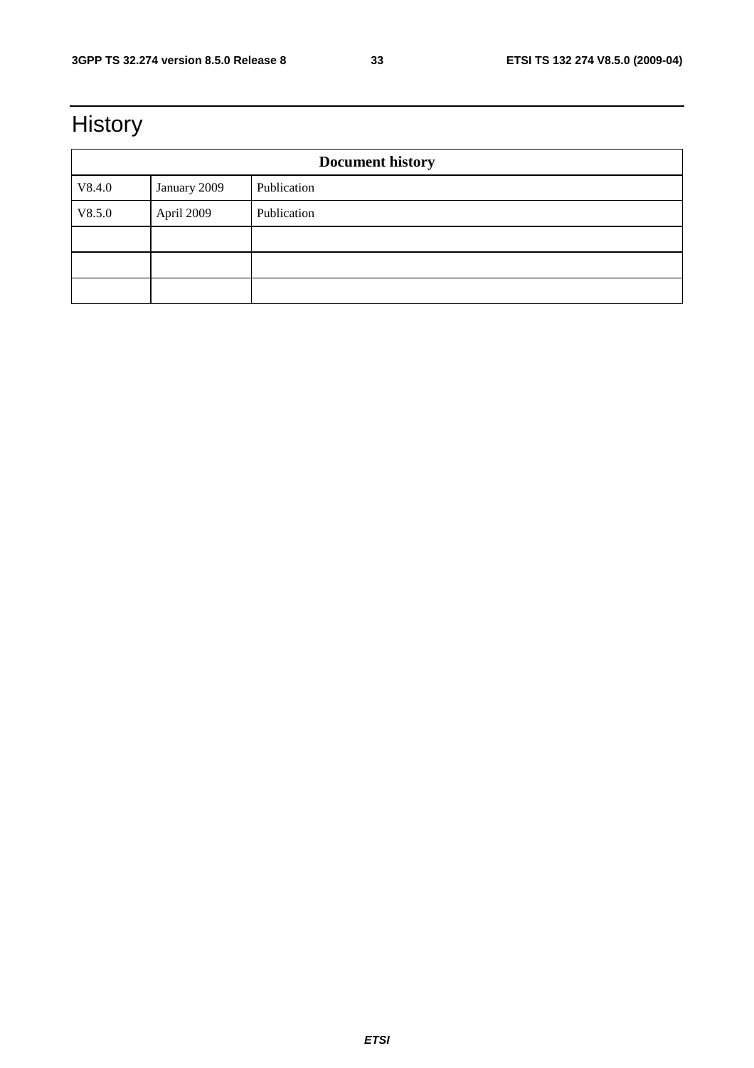# History

| Document history | | |
|---|---|---|
| V8.4.0 | January 2009 | Publication |
| V8.5.0 | April 2009 | Publication |
| | | |
| | | |
| | | |